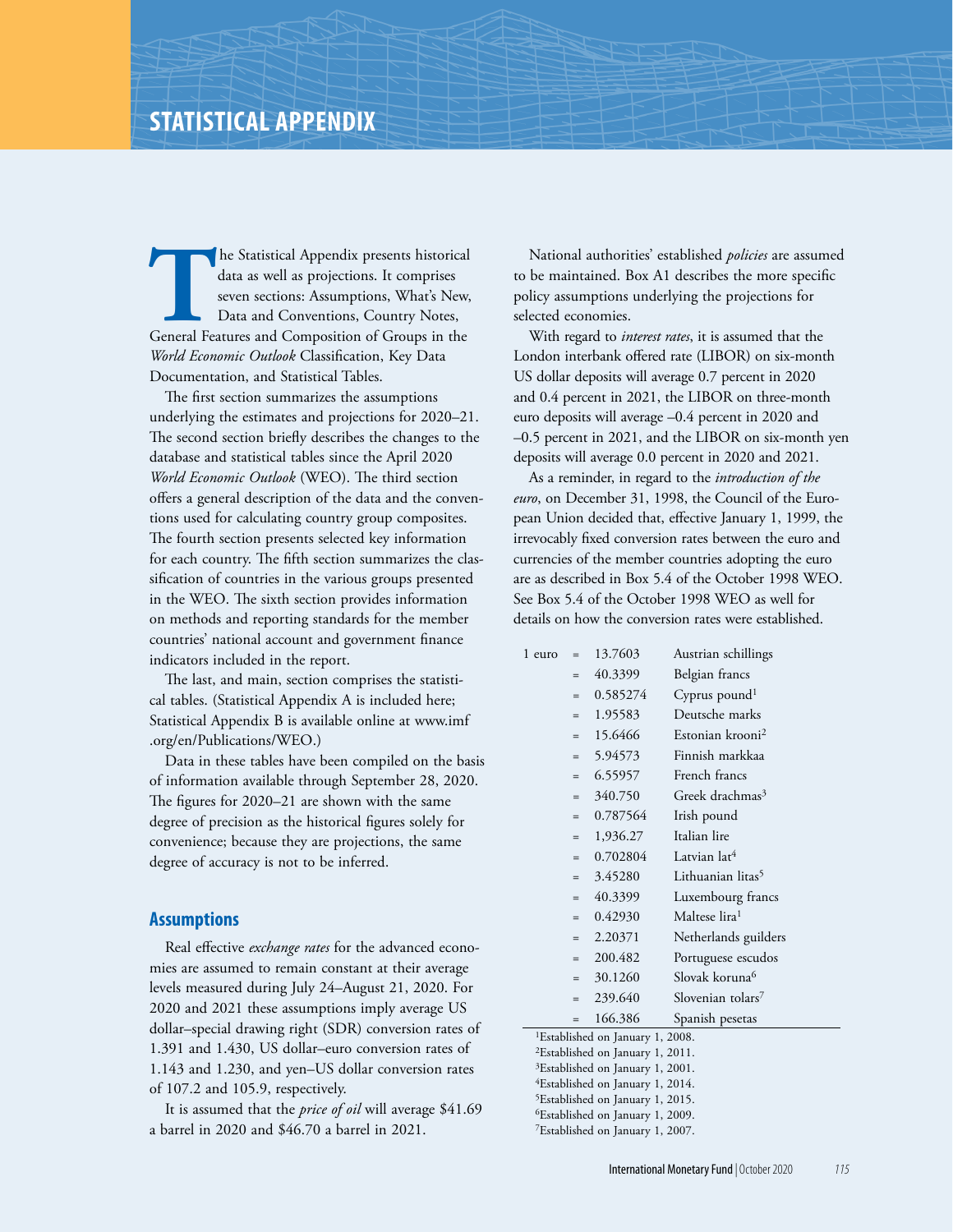# STATISTICAL APPENDIX

The Statistical Appendix presents historical data as well as projections. It comprises seven sections: Assumptions, What's New, Data and Conventions, Country Notes, General Features and Composition of Groups in the *World Economic Outlook* Classification, Key Data Documentation, and Statistical Tables.

The first section summarizes the assumptions underlying the estimates and projections for 2020–21. The second section briefly describes the changes to the database and statistical tables since the April 2020 *World Economic Outlook* (WEO). The third section offers a general description of the data and the conventions used for calculating country group composites. The fourth section presents selected key information for each country. The fifth section summarizes the classification of countries in the various groups presented in the WEO. The sixth section provides information on methods and reporting standards for the member countries' national account and government finance indicators included in the report.

The last, and main, section comprises the statistical tables. (Statistical Appendix A is included here; Statistical Appendix B is available online at www.imf.org/en/Publications/WEO.)

Data in these tables have been compiled on the basis of information available through September 28, 2020. The figures for 2020–21 are shown with the same degree of precision as the historical figures solely for convenience; because they are projections, the same degree of accuracy is not to be inferred.

## Assumptions

Real effective *exchange rates* for the advanced economies are assumed to remain constant at their average levels measured during July 24–August 21, 2020. For 2020 and 2021 these assumptions imply average US dollar–special drawing right (SDR) conversion rates of 1.391 and 1.430, US dollar–euro conversion rates of 1.143 and 1.230, and yen–US dollar conversion rates of 107.2 and 105.9, respectively.

It is assumed that the *price of oil* will average $41.69 a barrel in 2020 and $46.70 a barrel in 2021.

National authorities' established *policies* are assumed to be maintained. Box A1 describes the more specific policy assumptions underlying the projections for selected economies.

With regard to *interest rates*, it is assumed that the London interbank offered rate (LIBOR) on six-month US dollar deposits will average 0.7 percent in 2020 and 0.4 percent in 2021, the LIBOR on three-month euro deposits will average –0.4 percent in 2020 and –0.5 percent in 2021, and the LIBOR on six-month yen deposits will average 0.0 percent in 2020 and 2021.

As a reminder, in regard to the *introduction of the euro*, on December 31, 1998, the Council of the European Union decided that, effective January 1, 1999, the irrevocably fixed conversion rates between the euro and currencies of the member countries adopting the euro are as described in Box 5.4 of the October 1998 WEO. See Box 5.4 of the October 1998 WEO as well for details on how the conversion rates were established.

| | | | |
|---|---|---|---|
| 1 euro | = | 13.7603 | Austrian schillings |
| | = | 40.3399 | Belgian francs |
| | = | 0.585274 | Cyprus pound[1] |
| | = | 1.95583 | Deutsche marks |
| | = | 15.6466 | Estonian krooni[2] |
| | = | 5.94573 | Finnish markkaa |
| | = | 6.55957 | French francs |
| | = | 340.750 | Greek drachmas[3] |
| | = | 0.787564 | Irish pound |
| | = | 1,936.27 | Italian lire |
| | = | 0.702804 | Latvian lat[4] |
| | = | 3.45280 | Lithuanian litas[5] |
| | = | 40.3399 | Luxembourg francs |
| | = | 0.42930 | Maltese lira[1] |
| | = | 2.20371 | Netherlands guilders |
| | = | 200.482 | Portuguese escudos |
| | = | 30.1260 | Slovak koruna[6] |
| | = | 239.640 | Slovenian tolars[7] |
| | = | 166.386 | Spanish pesetas |

[1]Established on January 1, 2008.
[2]Established on January 1, 2011.
[3]Established on January 1, 2001.
[4]Established on January 1, 2014.
[5]Established on January 1, 2015.
[6]Established on January 1, 2009.
[7]Established on January 1, 2007.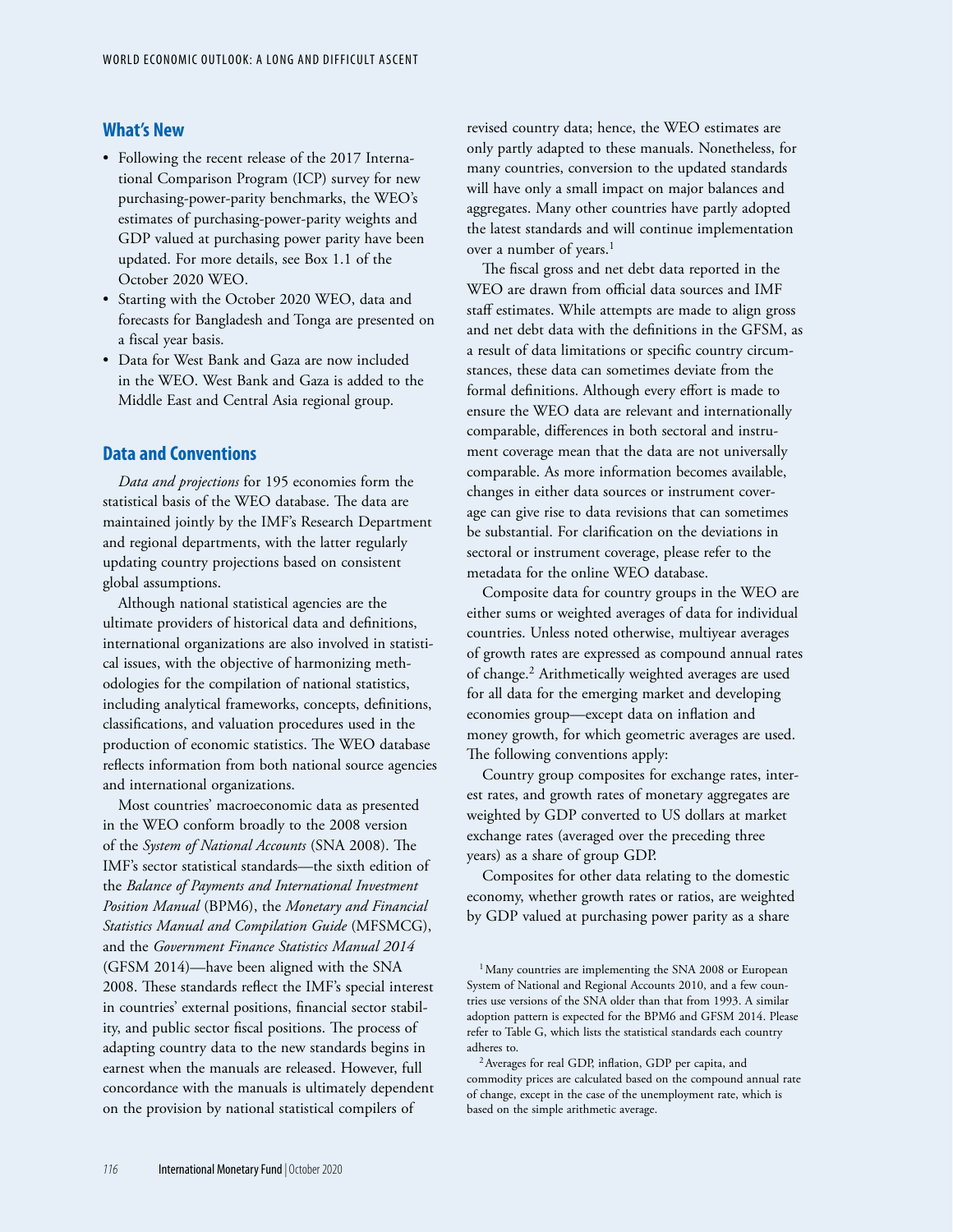## What's New

- Following the recent release of the 2017 International Comparison Program (ICP) survey for new purchasing-power-parity benchmarks, the WEO's estimates of purchasing-power-parity weights and GDP valued at purchasing power parity have been updated. For more details, see Box 1.1 of the October 2020 WEO.
- Starting with the October 2020 WEO, data and forecasts for Bangladesh and Tonga are presented on a fiscal year basis.
- Data for West Bank and Gaza are now included in the WEO. West Bank and Gaza is added to the Middle East and Central Asia regional group.

## Data and Conventions

*Data and projections* for 195 economies form the statistical basis of the WEO database. The data are maintained jointly by the IMF's Research Department and regional departments, with the latter regularly updating country projections based on consistent global assumptions.

Although national statistical agencies are the ultimate providers of historical data and definitions, international organizations are also involved in statistical issues, with the objective of harmonizing methodologies for the compilation of national statistics, including analytical frameworks, concepts, definitions, classifications, and valuation procedures used in the production of economic statistics. The WEO database reflects information from both national source agencies and international organizations.

Most countries' macroeconomic data as presented in the WEO conform broadly to the 2008 version of the *System of National Accounts* (SNA 2008). The IMF's sector statistical standards—the sixth edition of the *Balance of Payments and International Investment Position Manual* (BPM6), the *Monetary and Financial Statistics Manual and Compilation Guide* (MFSMCG), and the *Government Finance Statistics Manual 2014* (GFSM 2014)—have been aligned with the SNA 2008. These standards reflect the IMF's special interest in countries' external positions, financial sector stability, and public sector fiscal positions. The process of adapting country data to the new standards begins in earnest when the manuals are released. However, full concordance with the manuals is ultimately dependent on the provision by national statistical compilers of revised country data; hence, the WEO estimates are only partly adapted to these manuals. Nonetheless, for many countries, conversion to the updated standards will have only a small impact on major balances and aggregates. Many other countries have partly adopted the latest standards and will continue implementation over a number of years.[1]

The fiscal gross and net debt data reported in the WEO are drawn from official data sources and IMF staff estimates. While attempts are made to align gross and net debt data with the definitions in the GFSM, as a result of data limitations or specific country circumstances, these data can sometimes deviate from the formal definitions. Although every effort is made to ensure the WEO data are relevant and internationally comparable, differences in both sectoral and instrument coverage mean that the data are not universally comparable. As more information becomes available, changes in either data sources or instrument coverage can give rise to data revisions that can sometimes be substantial. For clarification on the deviations in sectoral or instrument coverage, please refer to the metadata for the online WEO database.

Composite data for country groups in the WEO are either sums or weighted averages of data for individual countries. Unless noted otherwise, multiyear averages of growth rates are expressed as compound annual rates of change.[2] Arithmetically weighted averages are used for all data for the emerging market and developing economies group—except data on inflation and money growth, for which geometric averages are used. The following conventions apply:

Country group composites for exchange rates, interest rates, and growth rates of monetary aggregates are weighted by GDP converted to US dollars at market exchange rates (averaged over the preceding three years) as a share of group GDP.

Composites for other data relating to the domestic economy, whether growth rates or ratios, are weighted by GDP valued at purchasing power parity as a share

[1] Many countries are implementing the SNA 2008 or European System of National and Regional Accounts 2010, and a few countries use versions of the SNA older than that from 1993. A similar adoption pattern is expected for the BPM6 and GFSM 2014. Please refer to Table G, which lists the statistical standards each country adheres to.

[2] Averages for real GDP, inflation, GDP per capita, and commodity prices are calculated based on the compound annual rate of change, except in the case of the unemployment rate, which is based on the simple arithmetic average.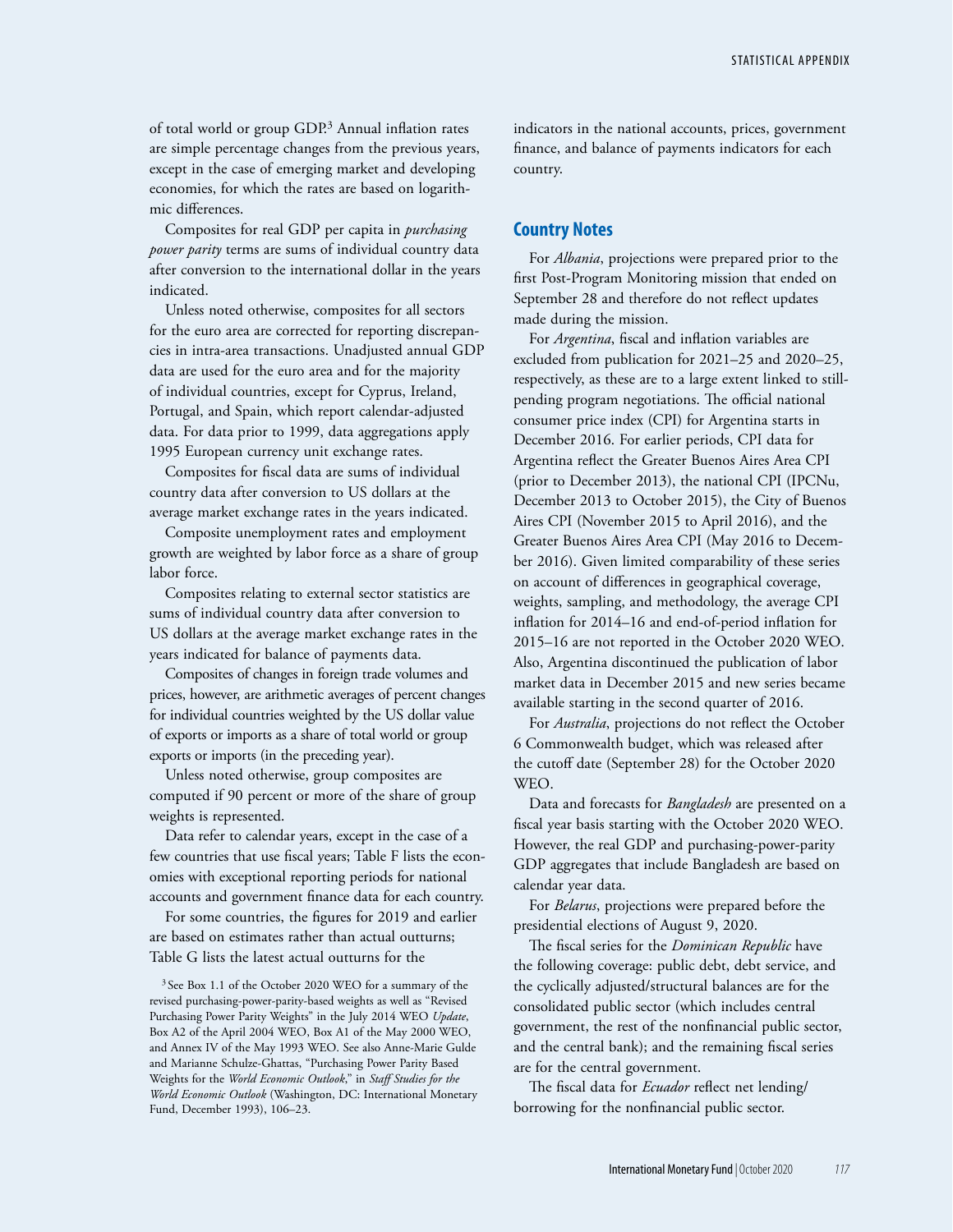of total world or group GDP.[3] Annual inflation rates are simple percentage changes from the previous years, except in the case of emerging market and developing economies, for which the rates are based on logarithmic differences.

Composites for real GDP per capita in *purchasing power parity* terms are sums of individual country data after conversion to the international dollar in the years indicated.

Unless noted otherwise, composites for all sectors for the euro area are corrected for reporting discrepancies in intra-area transactions. Unadjusted annual GDP data are used for the euro area and for the majority of individual countries, except for Cyprus, Ireland, Portugal, and Spain, which report calendar-adjusted data. For data prior to 1999, data aggregations apply 1995 European currency unit exchange rates.

Composites for fiscal data are sums of individual country data after conversion to US dollars at the average market exchange rates in the years indicated.

Composite unemployment rates and employment growth are weighted by labor force as a share of group labor force.

Composites relating to external sector statistics are sums of individual country data after conversion to US dollars at the average market exchange rates in the years indicated for balance of payments data.

Composites of changes in foreign trade volumes and prices, however, are arithmetic averages of percent changes for individual countries weighted by the US dollar value of exports or imports as a share of total world or group exports or imports (in the preceding year).

Unless noted otherwise, group composites are computed if 90 percent or more of the share of group weights is represented.

Data refer to calendar years, except in the case of a few countries that use fiscal years; Table F lists the economies with exceptional reporting periods for national accounts and government finance data for each country.

For some countries, the figures for 2019 and earlier are based on estimates rather than actual outturns; Table G lists the latest actual outturns for the indicators in the national accounts, prices, government finance, and balance of payments indicators for each country.

[3] See Box 1.1 of the October 2020 WEO for a summary of the revised purchasing-power-parity-based weights as well as "Revised Purchasing Power Parity Weights" in the July 2014 WEO *Update*, Box A2 of the April 2004 WEO, Box A1 of the May 2000 WEO, and Annex IV of the May 1993 WEO. See also Anne-Marie Gulde and Marianne Schulze-Ghattas, "Purchasing Power Parity Based Weights for the *World Economic Outlook*," in *Staff Studies for the World Economic Outlook* (Washington, DC: International Monetary Fund, December 1993), 106–23.

## Country Notes

For *Albania*, projections were prepared prior to the first Post-Program Monitoring mission that ended on September 28 and therefore do not reflect updates made during the mission.

For *Argentina*, fiscal and inflation variables are excluded from publication for 2021–25 and 2020–25, respectively, as these are to a large extent linked to still-pending program negotiations. The official national consumer price index (CPI) for Argentina starts in December 2016. For earlier periods, CPI data for Argentina reflect the Greater Buenos Aires Area CPI (prior to December 2013), the national CPI (IPCNu, December 2013 to October 2015), the City of Buenos Aires CPI (November 2015 to April 2016), and the Greater Buenos Aires Area CPI (May 2016 to December 2016). Given limited comparability of these series on account of differences in geographical coverage, weights, sampling, and methodology, the average CPI inflation for 2014–16 and end-of-period inflation for 2015–16 are not reported in the October 2020 WEO. Also, Argentina discontinued the publication of labor market data in December 2015 and new series became available starting in the second quarter of 2016.

For *Australia*, projections do not reflect the October 6 Commonwealth budget, which was released after the cutoff date (September 28) for the October 2020 WEO.

Data and forecasts for *Bangladesh* are presented on a fiscal year basis starting with the October 2020 WEO. However, the real GDP and purchasing-power-parity GDP aggregates that include Bangladesh are based on calendar year data.

For *Belarus*, projections were prepared before the presidential elections of August 9, 2020.

The fiscal series for the *Dominican Republic* have the following coverage: public debt, debt service, and the cyclically adjusted/structural balances are for the consolidated public sector (which includes central government, the rest of the nonfinancial public sector, and the central bank); and the remaining fiscal series are for the central government.

The fiscal data for *Ecuador* reflect net lending/borrowing for the nonfinancial public sector.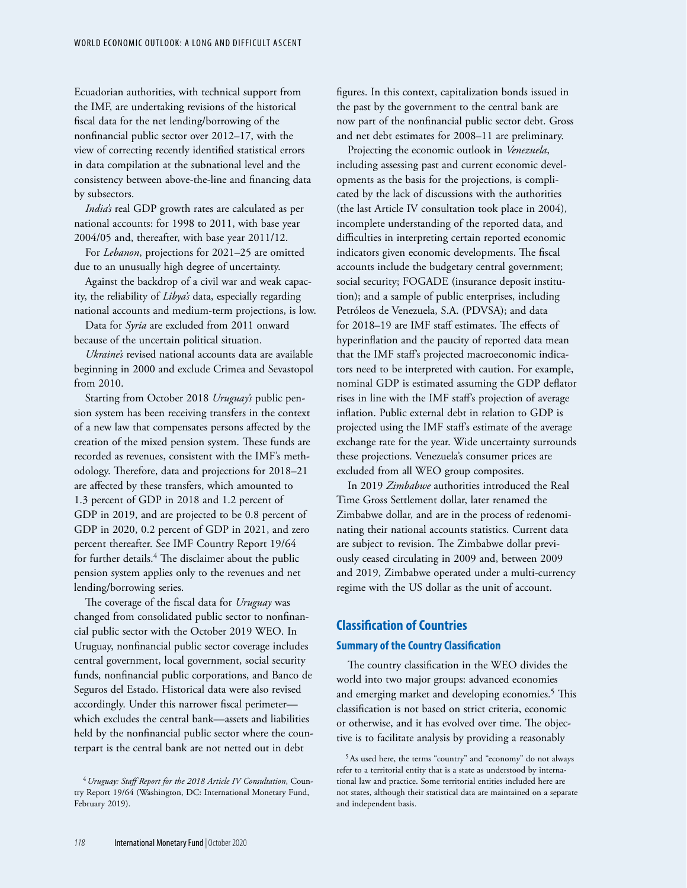Ecuadorian authorities, with technical support from the IMF, are undertaking revisions of the historical fiscal data for the net lending/borrowing of the nonfinancial public sector over 2012–17, with the view of correcting recently identified statistical errors in data compilation at the subnational level and the consistency between above-the-line and financing data by subsectors.

*India's* real GDP growth rates are calculated as per national accounts: for 1998 to 2011, with base year 2004/05 and, thereafter, with base year 2011/12.

For *Lebanon*, projections for 2021–25 are omitted due to an unusually high degree of uncertainty.

Against the backdrop of a civil war and weak capacity, the reliability of *Libya's* data, especially regarding national accounts and medium-term projections, is low.

Data for *Syria* are excluded from 2011 onward because of the uncertain political situation.

*Ukraine's* revised national accounts data are available beginning in 2000 and exclude Crimea and Sevastopol from 2010.

Starting from October 2018 *Uruguay's* public pension system has been receiving transfers in the context of a new law that compensates persons affected by the creation of the mixed pension system. These funds are recorded as revenues, consistent with the IMF's methodology. Therefore, data and projections for 2018–21 are affected by these transfers, which amounted to 1.3 percent of GDP in 2018 and 1.2 percent of GDP in 2019, and are projected to be 0.8 percent of GDP in 2020, 0.2 percent of GDP in 2021, and zero percent thereafter. See IMF Country Report 19/64 for further details.[4] The disclaimer about the public pension system applies only to the revenues and net lending/borrowing series.

The coverage of the fiscal data for *Uruguay* was changed from consolidated public sector to nonfinancial public sector with the October 2019 WEO. In Uruguay, nonfinancial public sector coverage includes central government, local government, social security funds, nonfinancial public corporations, and Banco de Seguros del Estado. Historical data were also revised accordingly. Under this narrower fiscal perimeter—which excludes the central bank—assets and liabilities held by the nonfinancial public sector where the counterpart is the central bank are not netted out in debt figures. In this context, capitalization bonds issued in the past by the government to the central bank are now part of the nonfinancial public sector debt. Gross and net debt estimates for 2008–11 are preliminary.

Projecting the economic outlook in *Venezuela*, including assessing past and current economic developments as the basis for the projections, is complicated by the lack of discussions with the authorities (the last Article IV consultation took place in 2004), incomplete understanding of the reported data, and difficulties in interpreting certain reported economic indicators given economic developments. The fiscal accounts include the budgetary central government; social security; FOGADE (insurance deposit institution); and a sample of public enterprises, including Petróleos de Venezuela, S.A. (PDVSA); and data for 2018–19 are IMF staff estimates. The effects of hyperinflation and the paucity of reported data mean that the IMF staff's projected macroeconomic indicators need to be interpreted with caution. For example, nominal GDP is estimated assuming the GDP deflator rises in line with the IMF staff's projection of average inflation. Public external debt in relation to GDP is projected using the IMF staff's estimate of the average exchange rate for the year. Wide uncertainty surrounds these projections. Venezuela's consumer prices are excluded from all WEO group composites.

In 2019 *Zimbabwe* authorities introduced the Real Time Gross Settlement dollar, later renamed the Zimbabwe dollar, and are in the process of redenominating their national accounts statistics. Current data are subject to revision. The Zimbabwe dollar previously ceased circulating in 2009 and, between 2009 and 2019, Zimbabwe operated under a multi-currency regime with the US dollar as the unit of account.

## Classification of Countries

### Summary of the Country Classification

The country classification in the WEO divides the world into two major groups: advanced economies and emerging market and developing economies.[5] This classification is not based on strict criteria, economic or otherwise, and it has evolved over time. The objective is to facilitate analysis by providing a reasonably

---

[4] *Uruguay: Staff Report for the 2018 Article IV Consultation*, Country Report 19/64 (Washington, DC: International Monetary Fund, February 2019).

[5] As used here, the terms "country" and "economy" do not always refer to a territorial entity that is a state as understood by international law and practice. Some territorial entities included here are not states, although their statistical data are maintained on a separate and independent basis.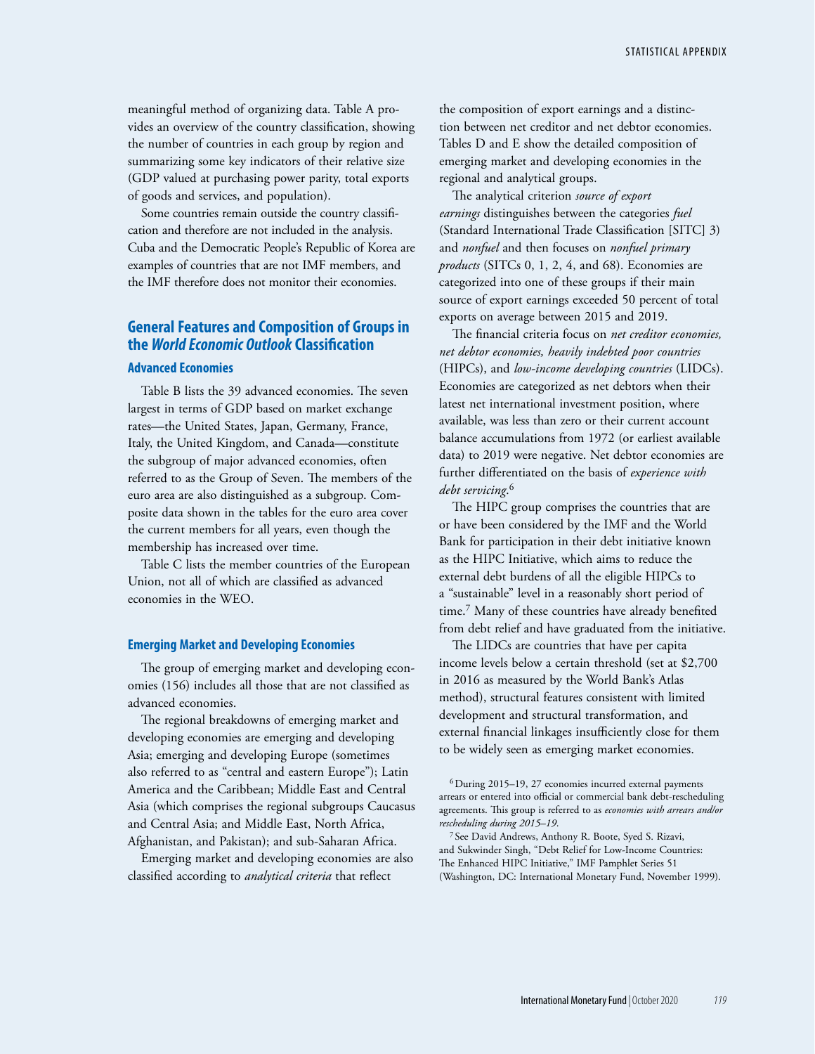meaningful method of organizing data. Table A provides an overview of the country classification, showing the number of countries in each group by region and summarizing some key indicators of their relative size (GDP valued at purchasing power parity, total exports of goods and services, and population).

Some countries remain outside the country classification and therefore are not included in the analysis. Cuba and the Democratic People's Republic of Korea are examples of countries that are not IMF members, and the IMF therefore does not monitor their economies.

## General Features and Composition of Groups in the *World Economic Outlook* Classification

### Advanced Economies

Table B lists the 39 advanced economies. The seven largest in terms of GDP based on market exchange rates—the United States, Japan, Germany, France, Italy, the United Kingdom, and Canada—constitute the subgroup of major advanced economies, often referred to as the Group of Seven. The members of the euro area are also distinguished as a subgroup. Composite data shown in the tables for the euro area cover the current members for all years, even though the membership has increased over time.

Table C lists the member countries of the European Union, not all of which are classified as advanced economies in the WEO.

### Emerging Market and Developing Economies

The group of emerging market and developing economies (156) includes all those that are not classified as advanced economies.

The regional breakdowns of emerging market and developing economies are emerging and developing Asia; emerging and developing Europe (sometimes also referred to as "central and eastern Europe"); Latin America and the Caribbean; Middle East and Central Asia (which comprises the regional subgroups Caucasus and Central Asia; and Middle East, North Africa, Afghanistan, and Pakistan); and sub-Saharan Africa.

Emerging market and developing economies are also classified according to *analytical criteria* that reflect the composition of export earnings and a distinction between net creditor and net debtor economies. Tables D and E show the detailed composition of emerging market and developing economies in the regional and analytical groups.

The analytical criterion *source of export earnings* distinguishes between the categories *fuel* (Standard International Trade Classification [SITC] 3) and *nonfuel* and then focuses on *nonfuel primary products* (SITCs 0, 1, 2, 4, and 68). Economies are categorized into one of these groups if their main source of export earnings exceeded 50 percent of total exports on average between 2015 and 2019.

The financial criteria focus on *net creditor economies, net debtor economies, heavily indebted poor countries* (HIPCs), and *low-income developing countries* (LIDCs). Economies are categorized as net debtors when their latest net international investment position, where available, was less than zero or their current account balance accumulations from 1972 (or earliest available data) to 2019 were negative. Net debtor economies are further differentiated on the basis of *experience with debt servicing*.[6]

The HIPC group comprises the countries that are or have been considered by the IMF and the World Bank for participation in their debt initiative known as the HIPC Initiative, which aims to reduce the external debt burdens of all the eligible HIPCs to a "sustainable" level in a reasonably short period of time.[7] Many of these countries have already benefited from debt relief and have graduated from the initiative.

The LIDCs are countries that have per capita income levels below a certain threshold (set at $2,700 in 2016 as measured by the World Bank's Atlas method), structural features consistent with limited development and structural transformation, and external financial linkages insufficiently close for them to be widely seen as emerging market economies.

[6] During 2015–19, 27 economies incurred external payments arrears or entered into official or commercial bank debt-rescheduling agreements. This group is referred to as *economies with arrears and/or rescheduling during 2015–19*.

[7] See David Andrews, Anthony R. Boote, Syed S. Rizavi, and Sukwinder Singh, "Debt Relief for Low-Income Countries: The Enhanced HIPC Initiative," IMF Pamphlet Series 51 (Washington, DC: International Monetary Fund, November 1999).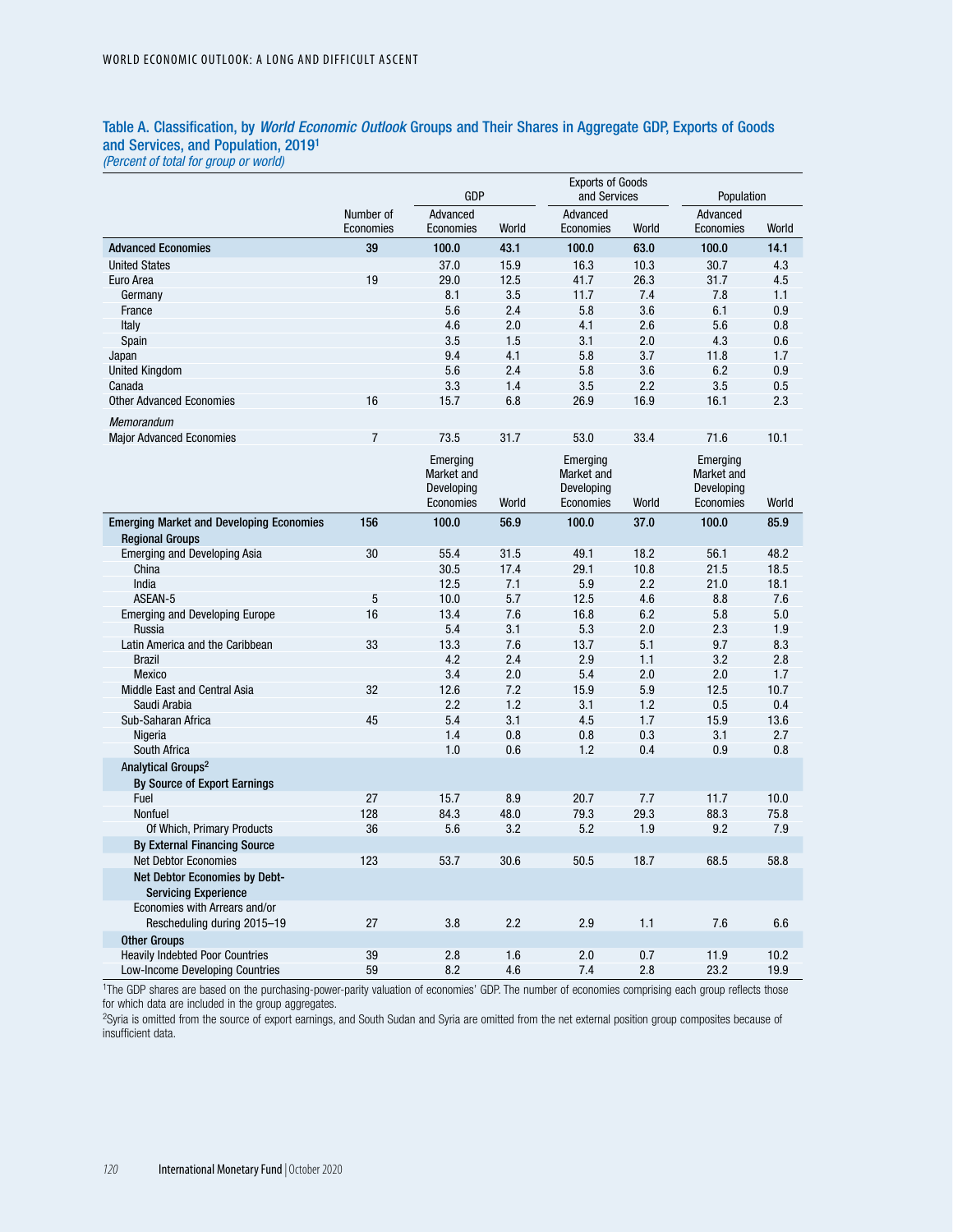## Table A. Classification, by *World Economic Outlook* Groups and Their Shares in Aggregate GDP, Exports of Goods and Services, and Population, 2019[1]

*(Percent of total for group or world)*

| | Number of Economies | GDP | | Exports of Goods and Services | | Population | |
|---|---|---|---|---|---|---|---|
| | | Advanced Economies | World | Advanced Economies | World | Advanced Economies | World |
| **Advanced Economies** | **39** | **100.0** | **43.1** | **100.0** | **63.0** | **100.0** | **14.1** |
| United States | | 37.0 | 15.9 | 16.3 | 10.3 | 30.7 | 4.3 |
| Euro Area | 19 | 29.0 | 12.5 | 41.7 | 26.3 | 31.7 | 4.5 |
| Germany | | 8.1 | 3.5 | 11.7 | 7.4 | 7.8 | 1.1 |
| France | | 5.6 | 2.4 | 5.8 | 3.6 | 6.1 | 0.9 |
| Italy | | 4.6 | 2.0 | 4.1 | 2.6 | 5.6 | 0.8 |
| Spain | | 3.5 | 1.5 | 3.1 | 2.0 | 4.3 | 0.6 |
| Japan | | 9.4 | 4.1 | 5.8 | 3.7 | 11.8 | 1.7 |
| United Kingdom | | 5.6 | 2.4 | 5.8 | 3.6 | 6.2 | 0.9 |
| Canada | | 3.3 | 1.4 | 3.5 | 2.2 | 3.5 | 0.5 |
| Other Advanced Economies | 16 | 15.7 | 6.8 | 26.9 | 16.9 | 16.1 | 2.3 |
| *Memorandum* | | | | | | | |
| Major Advanced Economies | 7 | 73.5 | 31.7 | 53.0 | 33.4 | 71.6 | 10.1 |
| | | Emerging Market and Developing Economies | World | Emerging Market and Developing Economies | World | Emerging Market and Developing Economies | World |
| **Emerging Market and Developing Economies** | **156** | **100.0** | **56.9** | **100.0** | **37.0** | **100.0** | **85.9** |
| **Regional Groups** | | | | | | | |
| Emerging and Developing Asia | 30 | 55.4 | 31.5 | 49.1 | 18.2 | 56.1 | 48.2 |
| China | | 30.5 | 17.4 | 29.1 | 10.8 | 21.5 | 18.5 |
| India | | 12.5 | 7.1 | 5.9 | 2.2 | 21.0 | 18.1 |
| ASEAN-5 | 5 | 10.0 | 5.7 | 12.5 | 4.6 | 8.8 | 7.6 |
| Emerging and Developing Europe | 16 | 13.4 | 7.6 | 16.8 | 6.2 | 5.8 | 5.0 |
| Russia | | 5.4 | 3.1 | 5.3 | 2.0 | 2.3 | 1.9 |
| Latin America and the Caribbean | 33 | 13.3 | 7.6 | 13.7 | 5.1 | 9.7 | 8.3 |
| Brazil | | 4.2 | 2.4 | 2.9 | 1.1 | 3.2 | 2.8 |
| Mexico | | 3.4 | 2.0 | 5.4 | 2.0 | 2.0 | 1.7 |
| Middle East and Central Asia | 32 | 12.6 | 7.2 | 15.9 | 5.9 | 12.5 | 10.7 |
| Saudi Arabia | | 2.2 | 1.2 | 3.1 | 1.2 | 0.5 | 0.4 |
| Sub-Saharan Africa | 45 | 5.4 | 3.1 | 4.5 | 1.7 | 15.9 | 13.6 |
| Nigeria | | 1.4 | 0.8 | 0.8 | 0.3 | 3.1 | 2.7 |
| South Africa | | 1.0 | 0.6 | 1.2 | 0.4 | 0.9 | 0.8 |
| **Analytical Groups**[2] | | | | | | | |
| **By Source of Export Earnings** | | | | | | | |
| Fuel | 27 | 15.7 | 8.9 | 20.7 | 7.7 | 11.7 | 10.0 |
| Nonfuel | 128 | 84.3 | 48.0 | 79.3 | 29.3 | 88.3 | 75.8 |
| Of Which, Primary Products | 36 | 5.6 | 3.2 | 5.2 | 1.9 | 9.2 | 7.9 |
| **By External Financing Source** | | | | | | | |
| Net Debtor Economies | 123 | 53.7 | 30.6 | 50.5 | 18.7 | 68.5 | 58.8 |
| **Net Debtor Economies by Debt-Servicing Experience** | | | | | | | |
| Economies with Arrears and/or Rescheduling during 2015–19 | 27 | 3.8 | 2.2 | 2.9 | 1.1 | 7.6 | 6.6 |
| **Other Groups** | | | | | | | |
| Heavily Indebted Poor Countries | 39 | 2.8 | 1.6 | 2.0 | 0.7 | 11.9 | 10.2 |
| Low-Income Developing Countries | 59 | 8.2 | 4.6 | 7.4 | 2.8 | 23.2 | 19.9 |

[1]The GDP shares are based on the purchasing-power-parity valuation of economies' GDP. The number of economies comprising each group reflects those for which data are included in the group aggregates.

[2]Syria is omitted from the source of export earnings, and South Sudan and Syria are omitted from the net external position group composites because of insufficient data.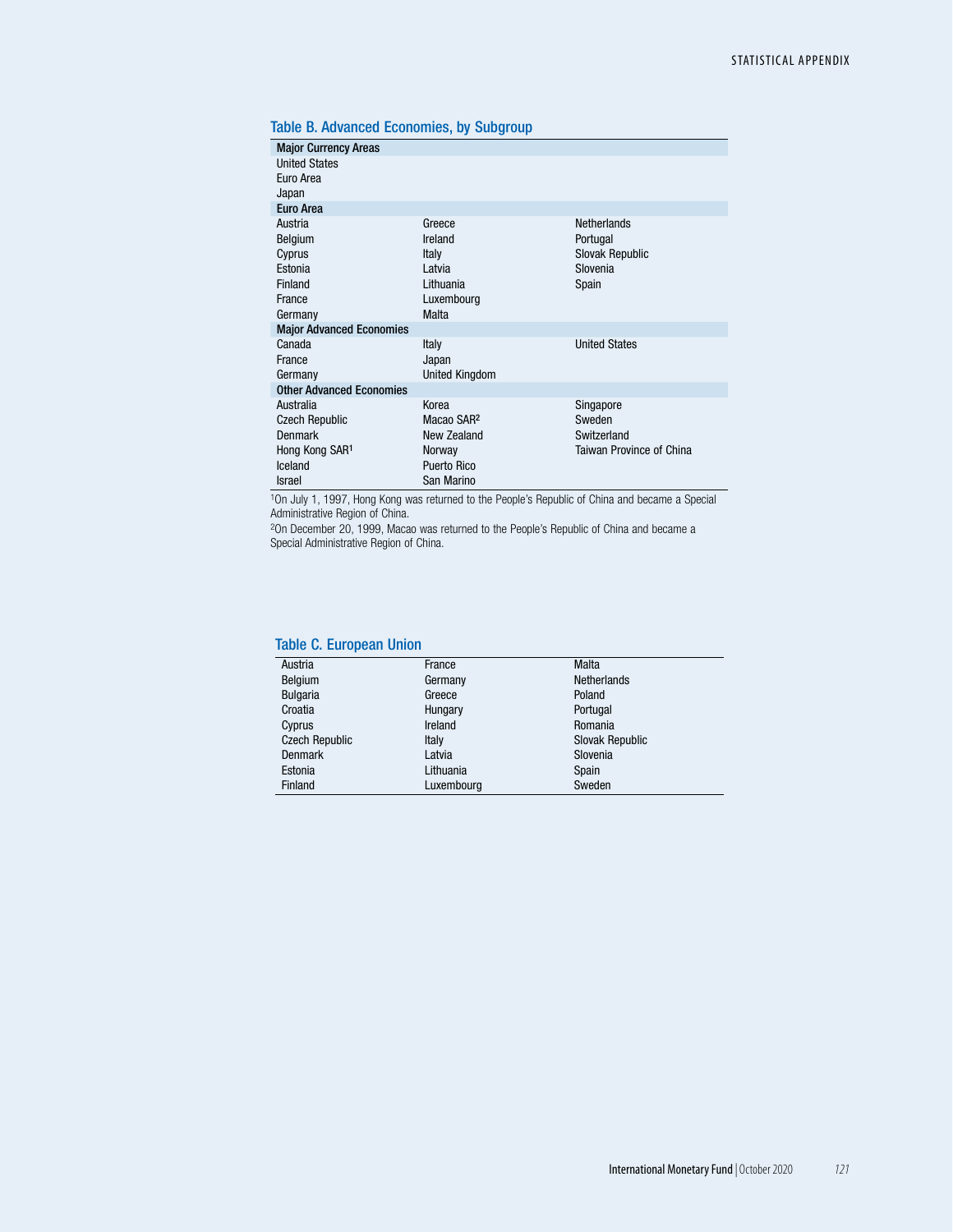## Table B. Advanced Economies, by Subgroup

| | | |
|---|---|---|
| **Major Currency Areas** | | |
| United States | | |
| Euro Area | | |
| Japan | | |
| **Euro Area** | | |
| Austria | Greece | Netherlands |
| Belgium | Ireland | Portugal |
| Cyprus | Italy | Slovak Republic |
| Estonia | Latvia | Slovenia |
| Finland | Lithuania | Spain |
| France | Luxembourg | |
| Germany | Malta | |
| **Major Advanced Economies** | | |
| Canada | Italy | United States |
| France | Japan | |
| Germany | United Kingdom | |
| **Other Advanced Economies** | | |
| Australia | Korea | Singapore |
| Czech Republic | Macao SAR[2] | Sweden |
| Denmark | New Zealand | Switzerland |
| Hong Kong SAR[1] | Norway | Taiwan Province of China |
| Iceland | Puerto Rico | |
| Israel | San Marino | |

[1]On July 1, 1997, Hong Kong was returned to the People's Republic of China and became a Special Administrative Region of China.

[2]On December 20, 1999, Macao was returned to the People's Republic of China and became a Special Administrative Region of China.

## Table C. European Union

| | | |
|---|---|---|
| Austria | France | Malta |
| Belgium | Germany | Netherlands |
| Bulgaria | Greece | Poland |
| Croatia | Hungary | Portugal |
| Cyprus | Ireland | Romania |
| Czech Republic | Italy | Slovak Republic |
| Denmark | Latvia | Slovenia |
| Estonia | Lithuania | Spain |
| Finland | Luxembourg | Sweden |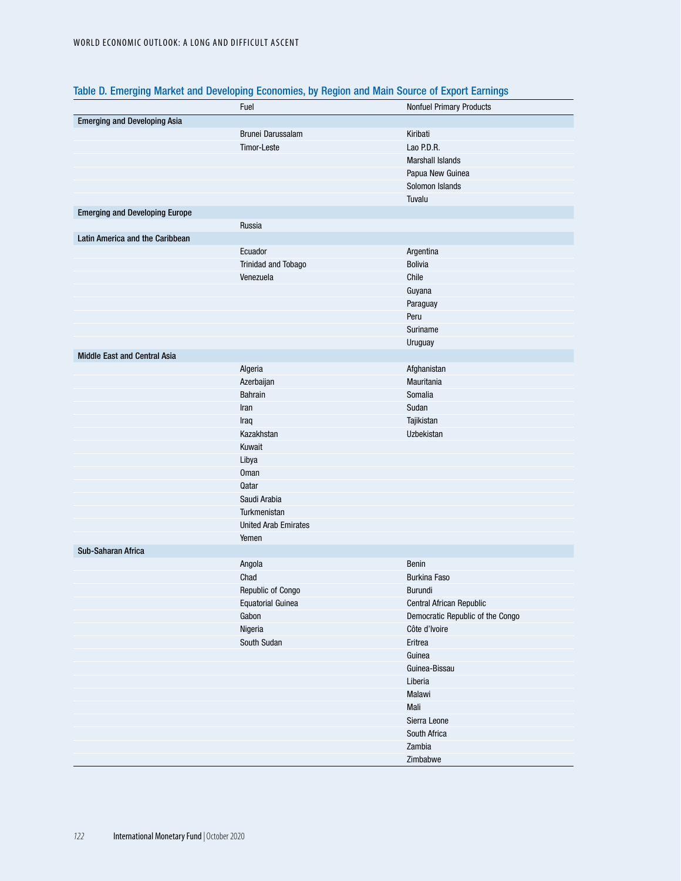### Table D. Emerging Market and Developing Economies, by Region and Main Source of Export Earnings

| | Fuel | Nonfuel Primary Products |
|---|---|---|
| **Emerging and Developing Asia** | | |
| | Brunei Darussalam | Kiribati |
| | Timor-Leste | Lao P.D.R. |
| | | Marshall Islands |
| | | Papua New Guinea |
| | | Solomon Islands |
| | | Tuvalu |
| **Emerging and Developing Europe** | | |
| | Russia | |
| **Latin America and the Caribbean** | | |
| | Ecuador | Argentina |
| | Trinidad and Tobago | Bolivia |
| | Venezuela | Chile |
| | | Guyana |
| | | Paraguay |
| | | Peru |
| | | Suriname |
| | | Uruguay |
| **Middle East and Central Asia** | | |
| | Algeria | Afghanistan |
| | Azerbaijan | Mauritania |
| | Bahrain | Somalia |
| | Iran | Sudan |
| | Iraq | Tajikistan |
| | Kazakhstan | Uzbekistan |
| | Kuwait | |
| | Libya | |
| | Oman | |
| | Qatar | |
| | Saudi Arabia | |
| | Turkmenistan | |
| | United Arab Emirates | |
| | Yemen | |
| **Sub-Saharan Africa** | | |
| | Angola | Benin |
| | Chad | Burkina Faso |
| | Republic of Congo | Burundi |
| | Equatorial Guinea | Central African Republic |
| | Gabon | Democratic Republic of the Congo |
| | Nigeria | Côte d'Ivoire |
| | South Sudan | Eritrea |
| | | Guinea |
| | | Guinea-Bissau |
| | | Liberia |
| | | Malawi |
| | | Mali |
| | | Sierra Leone |
| | | South Africa |
| | | Zambia |
| | | Zimbabwe |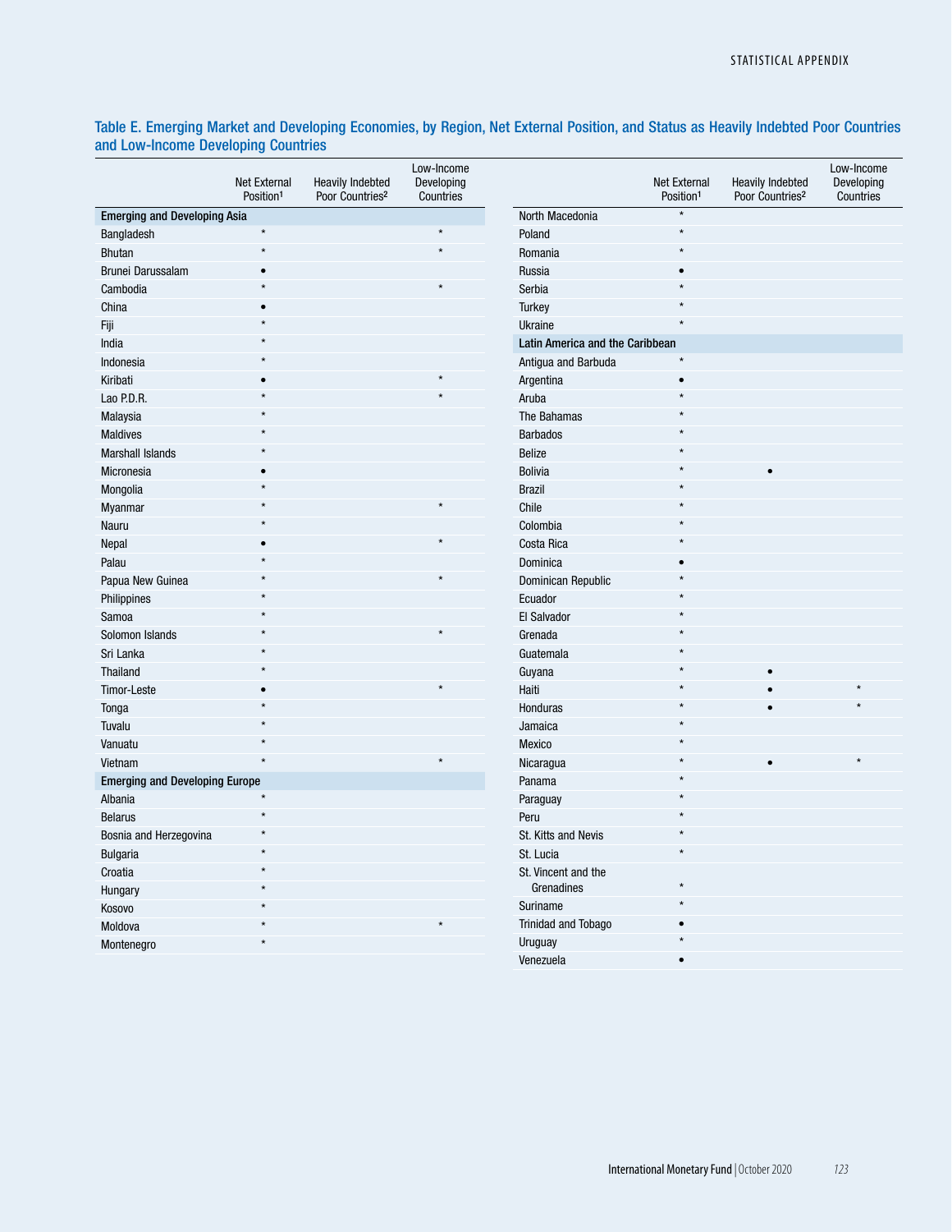## Table E. Emerging Market and Developing Economies, by Region, Net External Position, and Status as Heavily Indebted Poor Countries and Low-Income Developing Countries

| | Net External Position[1] | Heavily Indebted Poor Countries[2] | Low-Income Developing Countries |
|---|---|---|---|
| **Emerging and Developing Asia** | | | |
| Bangladesh | * | | * |
| Bhutan | * | | * |
| Brunei Darussalam | • | | |
| Cambodia | * | | * |
| China | • | | |
| Fiji | * | | |
| India | * | | |
| Indonesia | * | | |
| Kiribati | • | | * |
| Lao P.D.R. | * | | * |
| Malaysia | * | | |
| Maldives | * | | |
| Marshall Islands | * | | |
| Micronesia | • | | |
| Mongolia | * | | |
| Myanmar | * | | * |
| Nauru | * | | |
| Nepal | • | | * |
| Palau | * | | |
| Papua New Guinea | * | | * |
| Philippines | * | | |
| Samoa | * | | |
| Solomon Islands | * | | * |
| Sri Lanka | * | | |
| Thailand | * | | |
| Timor-Leste | • | | * |
| Tonga | * | | |
| Tuvalu | * | | |
| Vanuatu | * | | |
| Vietnam | * | | * |
| **Emerging and Developing Europe** | | | |
| Albania | * | | |
| Belarus | * | | |
| Bosnia and Herzegovina | * | | |
| Bulgaria | * | | |
| Croatia | * | | |
| Hungary | * | | |
| Kosovo | * | | |
| Moldova | * | | * |
| Montenegro | * | | |
| North Macedonia | * | | |
| Poland | * | | |
| Romania | * | | |
| Russia | • | | |
| Serbia | * | | |
| Turkey | * | | |
| Ukraine | * | | |
| **Latin America and the Caribbean** | | | |
| Antigua and Barbuda | * | | |
| Argentina | • | | |
| Aruba | * | | |
| The Bahamas | * | | |
| Barbados | * | | |
| Belize | * | | |
| Bolivia | * | • | |
| Brazil | * | | |
| Chile | * | | |
| Colombia | * | | |
| Costa Rica | * | | |
| Dominica | • | | |
| Dominican Republic | * | | |
| Ecuador | * | | |
| El Salvador | * | | |
| Grenada | * | | |
| Guatemala | * | | |
| Guyana | * | • | |
| Haiti | * | • | * |
| Honduras | * | • | * |
| Jamaica | * | | |
| Mexico | * | | |
| Nicaragua | * | • | * |
| Panama | * | | |
| Paraguay | * | | |
| Peru | * | | |
| St. Kitts and Nevis | * | | |
| St. Lucia | * | | |
| St. Vincent and the Grenadines | * | | |
| Suriname | * | | |
| Trinidad and Tobago | • | | |
| Uruguay | * | | |
| Venezuela | • | | |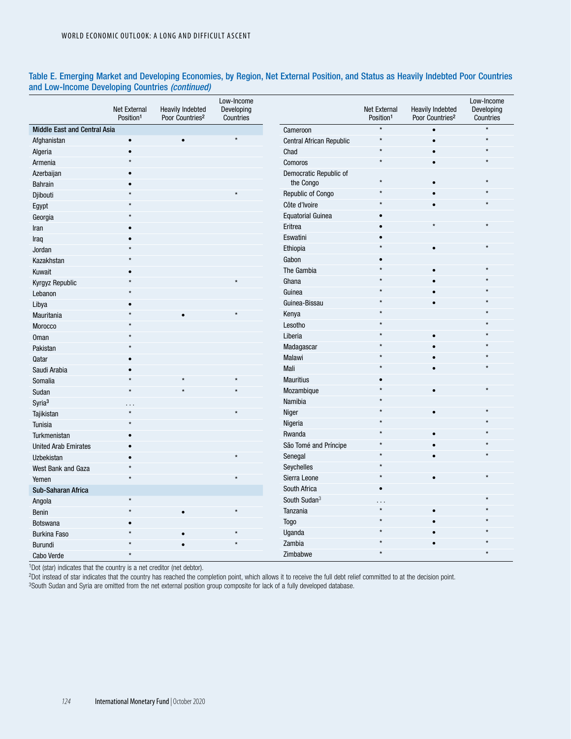## Table E. Emerging Market and Developing Economies, by Region, Net External Position, and Status as Heavily Indebted Poor Countries and Low-Income Developing Countries *(continued)*

| | Net External Position[1] | Heavily Indebted Poor Countries[2] | Low-Income Developing Countries |
|---|---|---|---|
| **Middle East and Central Asia** | | | |
| Afghanistan | • | • | * |
| Algeria | • | | |
| Armenia | * | | |
| Azerbaijan | • | | |
| Bahrain | • | | |
| Djibouti | * | | * |
| Egypt | * | | |
| Georgia | * | | |
| Iran | • | | |
| Iraq | • | | |
| Jordan | * | | |
| Kazakhstan | * | | |
| Kuwait | • | | |
| Kyrgyz Republic | * | | * |
| Lebanon | * | | |
| Libya | • | | |
| Mauritania | * | • | * |
| Morocco | * | | |
| Oman | * | | |
| Pakistan | * | | |
| Qatar | • | | |
| Saudi Arabia | • | | |
| Somalia | * | * | * |
| Sudan | * | * | * |
| Syria[3] | . . . | | |
| Tajikistan | * | | * |
| Tunisia | * | | |
| Turkmenistan | • | | |
| United Arab Emirates | • | | |
| Uzbekistan | • | | * |
| West Bank and Gaza | * | | |
| Yemen | * | | * |
| **Sub-Saharan Africa** | | | |
| Angola | * | | |
| Benin | * | • | * |
| Botswana | • | | |
| Burkina Faso | * | • | * |
| Burundi | * | • | * |
| Cabo Verde | * | | |
| Cameroon | * | • | * |
| Central African Republic | * | • | * |
| Chad | * | • | * |
| Comoros | * | • | * |
| Democratic Republic of the Congo | * | • | * |
| Republic of Congo | * | • | * |
| Côte d'Ivoire | * | • | * |
| Equatorial Guinea | • | | |
| Eritrea | • | * | * |
| Eswatini | • | | |
| Ethiopia | * | • | * |
| Gabon | • | | |
| The Gambia | * | • | * |
| Ghana | * | • | * |
| Guinea | * | • | * |
| Guinea-Bissau | * | • | * |
| Kenya | * | | * |
| Lesotho | * | | * |
| Liberia | * | • | * |
| Madagascar | * | • | * |
| Malawi | * | • | * |
| Mali | * | • | * |
| Mauritius | • | | |
| Mozambique | * | • | * |
| Namibia | * | | |
| Niger | * | • | * |
| Nigeria | * | | * |
| Rwanda | * | • | * |
| São Tomé and Príncipe | * | • | * |
| Senegal | * | • | * |
| Seychelles | * | | |
| Sierra Leone | * | • | * |
| South Africa | • | | |
| South Sudan[3] | . . . | | * |
| Tanzania | * | • | * |
| Togo | * | • | * |
| Uganda | * | • | * |
| Zambia | * | • | * |
| Zimbabwe | * | | * |

[1]Dot (star) indicates that the country is a net creditor (net debtor).
[2]Dot instead of star indicates that the country has reached the completion point, which allows it to receive the full debt relief committed to at the decision point.
[3]South Sudan and Syria are omitted from the net external position group composite for lack of a fully developed database.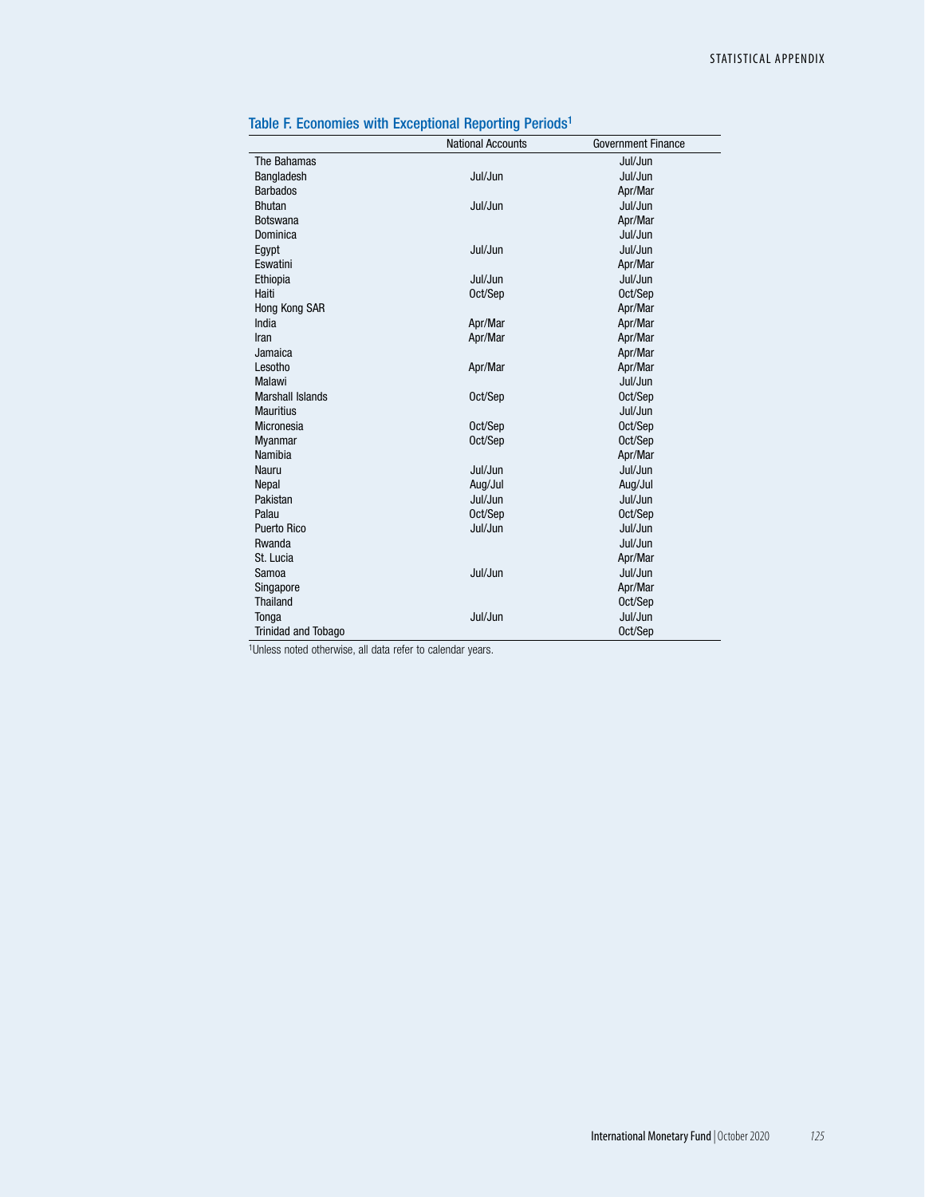### Table F. Economies with Exceptional Reporting Periods[1]

| | National Accounts | Government Finance |
|---|---|---|
| The Bahamas | | Jul/Jun |
| Bangladesh | Jul/Jun | Jul/Jun |
| Barbados | | Apr/Mar |
| Bhutan | Jul/Jun | Jul/Jun |
| Botswana | | Apr/Mar |
| Dominica | | Jul/Jun |
| Egypt | Jul/Jun | Jul/Jun |
| Eswatini | | Apr/Mar |
| Ethiopia | Jul/Jun | Jul/Jun |
| Haiti | Oct/Sep | Oct/Sep |
| Hong Kong SAR | | Apr/Mar |
| India | Apr/Mar | Apr/Mar |
| Iran | Apr/Mar | Apr/Mar |
| Jamaica | | Apr/Mar |
| Lesotho | Apr/Mar | Apr/Mar |
| Malawi | | Jul/Jun |
| Marshall Islands | Oct/Sep | Oct/Sep |
| Mauritius | | Jul/Jun |
| Micronesia | Oct/Sep | Oct/Sep |
| Myanmar | Oct/Sep | Oct/Sep |
| Namibia | | Apr/Mar |
| Nauru | Jul/Jun | Jul/Jun |
| Nepal | Aug/Jul | Aug/Jul |
| Pakistan | Jul/Jun | Jul/Jun |
| Palau | Oct/Sep | Oct/Sep |
| Puerto Rico | Jul/Jun | Jul/Jun |
| Rwanda | | Jul/Jun |
| St. Lucia | | Apr/Mar |
| Samoa | Jul/Jun | Jul/Jun |
| Singapore | | Apr/Mar |
| Thailand | | Oct/Sep |
| Tonga | Jul/Jun | Jul/Jun |
| Trinidad and Tobago | | Oct/Sep |

[1]Unless noted otherwise, all data refer to calendar years.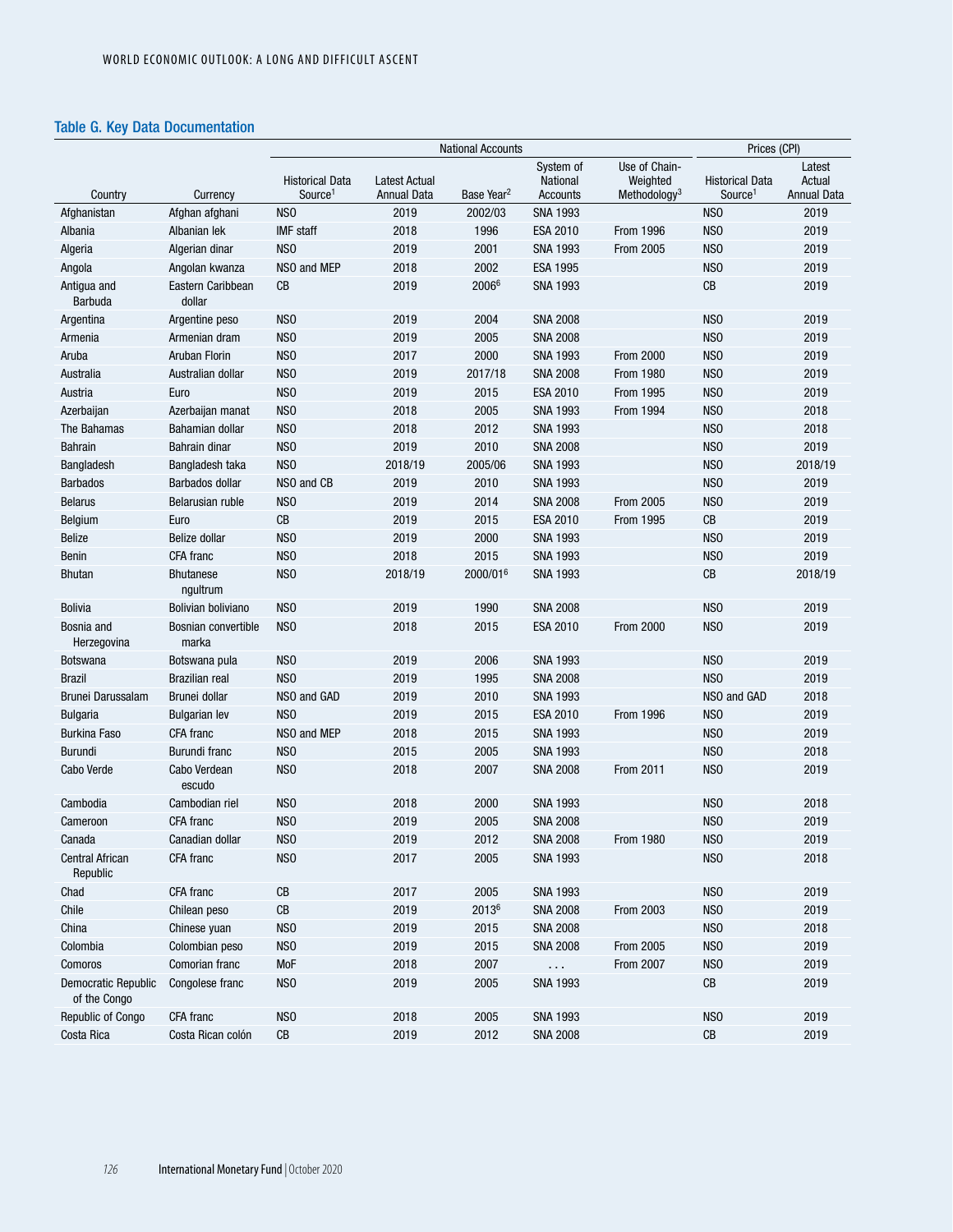## Table G. Key Data Documentation

| Country | Currency | National Accounts | | | | | Prices (CPI) | |
|---|---|---|---|---|---|---|---|---|
| | | Historical Data Source[1] | Latest Actual Annual Data | Base Year[2] | System of National Accounts | Use of Chain-Weighted Methodology[3] | Historical Data Source[1] | Latest Actual Annual Data |
| Afghanistan | Afghan afghani | NSO | 2019 | 2002/03 | SNA 1993 | | NSO | 2019 |
| Albania | Albanian lek | IMF staff | 2018 | 1996 | ESA 2010 | From 1996 | NSO | 2019 |
| Algeria | Algerian dinar | NSO | 2019 | 2001 | SNA 1993 | From 2005 | NSO | 2019 |
| Angola | Angolan kwanza | NSO and MEP | 2018 | 2002 | ESA 1995 | | NSO | 2019 |
| Antigua and Barbuda | Eastern Caribbean dollar | CB | 2019 | 2006[6] | SNA 1993 | | CB | 2019 |
| Argentina | Argentine peso | NSO | 2019 | 2004 | SNA 2008 | | NSO | 2019 |
| Armenia | Armenian dram | NSO | 2019 | 2005 | SNA 2008 | | NSO | 2019 |
| Aruba | Aruban Florin | NSO | 2017 | 2000 | SNA 1993 | From 2000 | NSO | 2019 |
| Australia | Australian dollar | NSO | 2019 | 2017/18 | SNA 2008 | From 1980 | NSO | 2019 |
| Austria | Euro | NSO | 2019 | 2015 | ESA 2010 | From 1995 | NSO | 2019 |
| Azerbaijan | Azerbaijan manat | NSO | 2018 | 2005 | SNA 1993 | From 1994 | NSO | 2018 |
| The Bahamas | Bahamian dollar | NSO | 2018 | 2012 | SNA 1993 | | NSO | 2018 |
| Bahrain | Bahrain dinar | NSO | 2019 | 2010 | SNA 2008 | | NSO | 2019 |
| Bangladesh | Bangladesh taka | NSO | 2018/19 | 2005/06 | SNA 1993 | | NSO | 2018/19 |
| Barbados | Barbados dollar | NSO and CB | 2019 | 2010 | SNA 1993 | | NSO | 2019 |
| Belarus | Belarusian ruble | NSO | 2019 | 2014 | SNA 2008 | From 2005 | NSO | 2019 |
| Belgium | Euro | CB | 2019 | 2015 | ESA 2010 | From 1995 | CB | 2019 |
| Belize | Belize dollar | NSO | 2019 | 2000 | SNA 1993 | | NSO | 2019 |
| Benin | CFA franc | NSO | 2018 | 2015 | SNA 1993 | | NSO | 2019 |
| Bhutan | Bhutanese ngultrum | NSO | 2018/19 | 2000/01[6] | SNA 1993 | | CB | 2018/19 |
| Bolivia | Bolivian boliviano | NSO | 2019 | 1990 | SNA 2008 | | NSO | 2019 |
| Bosnia and Herzegovina | Bosnian convertible marka | NSO | 2018 | 2015 | ESA 2010 | From 2000 | NSO | 2019 |
| Botswana | Botswana pula | NSO | 2019 | 2006 | SNA 1993 | | NSO | 2019 |
| Brazil | Brazilian real | NSO | 2019 | 1995 | SNA 2008 | | NSO | 2019 |
| Brunei Darussalam | Brunei dollar | NSO and GAD | 2019 | 2010 | SNA 1993 | | NSO and GAD | 2018 |
| Bulgaria | Bulgarian lev | NSO | 2019 | 2015 | ESA 2010 | From 1996 | NSO | 2019 |
| Burkina Faso | CFA franc | NSO and MEP | 2018 | 2015 | SNA 1993 | | NSO | 2019 |
| Burundi | Burundi franc | NSO | 2015 | 2005 | SNA 1993 | | NSO | 2018 |
| Cabo Verde | Cabo Verdean escudo | NSO | 2018 | 2007 | SNA 2008 | From 2011 | NSO | 2019 |
| Cambodia | Cambodian riel | NSO | 2018 | 2000 | SNA 1993 | | NSO | 2018 |
| Cameroon | CFA franc | NSO | 2019 | 2005 | SNA 2008 | | NSO | 2019 |
| Canada | Canadian dollar | NSO | 2019 | 2012 | SNA 2008 | From 1980 | NSO | 2019 |
| Central African Republic | CFA franc | NSO | 2017 | 2005 | SNA 1993 | | NSO | 2018 |
| Chad | CFA franc | CB | 2017 | 2005 | SNA 1993 | | NSO | 2019 |
| Chile | Chilean peso | CB | 2019 | 2013[6] | SNA 2008 | From 2003 | NSO | 2019 |
| China | Chinese yuan | NSO | 2019 | 2015 | SNA 2008 | | NSO | 2018 |
| Colombia | Colombian peso | NSO | 2019 | 2015 | SNA 2008 | From 2005 | NSO | 2019 |
| Comoros | Comorian franc | MoF | 2018 | 2007 | . . . | From 2007 | NSO | 2019 |
| Democratic Republic of the Congo | Congolese franc | NSO | 2019 | 2005 | SNA 1993 | | CB | 2019 |
| Republic of Congo | CFA franc | NSO | 2018 | 2005 | SNA 1993 | | NSO | 2019 |
| Costa Rica | Costa Rican colón | CB | 2019 | 2012 | SNA 2008 | | CB | 2019 |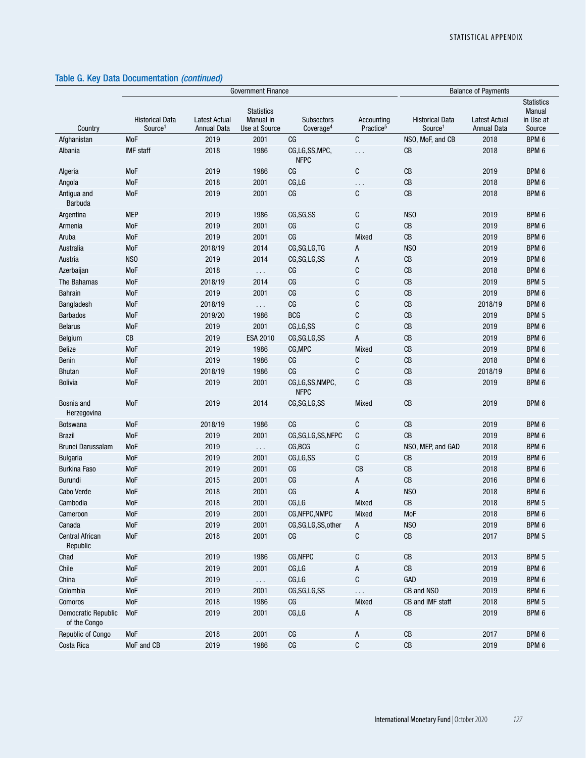## Table G. Key Data Documentation *(continued)*

| | Government Finance | | | | | Balance of Payments | | |
|---|---|---|---|---|---|---|---|---|
| Country | Historical Data Source[1] | Latest Actual Annual Data | Statistics Manual in Use at Source | Subsectors Coverage[4] | Accounting Practice[5] | Historical Data Source[1] | Latest Actual Annual Data | Statistics Manual in Use at Source |
| Afghanistan | MoF | 2019 | 2001 | CG | C | NSO, MoF, and CB | 2018 | BPM 6 |
| Albania | IMF staff | 2018 | 1986 | CG,LG,SS,MPC, NFPC | . . . | CB | 2018 | BPM 6 |
| Algeria | MoF | 2019 | 1986 | CG | C | CB | 2019 | BPM 6 |
| Angola | MoF | 2018 | 2001 | CG,LG | . . . | CB | 2018 | BPM 6 |
| Antigua and Barbuda | MoF | 2019 | 2001 | CG | C | CB | 2018 | BPM 6 |
| Argentina | MEP | 2019 | 1986 | CG,SG,SS | C | NSO | 2019 | BPM 6 |
| Armenia | MoF | 2019 | 2001 | CG | C | CB | 2019 | BPM 6 |
| Aruba | MoF | 2019 | 2001 | CG | Mixed | CB | 2019 | BPM 6 |
| Australia | MoF | 2018/19 | 2014 | CG,SG,LG,TG | A | NSO | 2019 | BPM 6 |
| Austria | NSO | 2019 | 2014 | CG,SG,LG,SS | A | CB | 2019 | BPM 6 |
| Azerbaijan | MoF | 2018 | . . . | CG | C | CB | 2018 | BPM 6 |
| The Bahamas | MoF | 2018/19 | 2014 | CG | C | CB | 2019 | BPM 5 |
| Bahrain | MoF | 2019 | 2001 | CG | C | CB | 2019 | BPM 6 |
| Bangladesh | MoF | 2018/19 | . . . | CG | C | CB | 2018/19 | BPM 6 |
| Barbados | MoF | 2019/20 | 1986 | BCG | C | CB | 2019 | BPM 5 |
| Belarus | MoF | 2019 | 2001 | CG,LG,SS | C | CB | 2019 | BPM 6 |
| Belgium | CB | 2019 | ESA 2010 | CG,SG,LG,SS | A | CB | 2019 | BPM 6 |
| Belize | MoF | 2019 | 1986 | CG,MPC | Mixed | CB | 2019 | BPM 6 |
| Benin | MoF | 2019 | 1986 | CG | C | CB | 2018 | BPM 6 |
| Bhutan | MoF | 2018/19 | 1986 | CG | C | CB | 2018/19 | BPM 6 |
| Bolivia | MoF | 2019 | 2001 | CG,LG,SS,NMPC, NFPC | C | CB | 2019 | BPM 6 |
| Bosnia and Herzegovina | MoF | 2019 | 2014 | CG,SG,LG,SS | Mixed | CB | 2019 | BPM 6 |
| Botswana | MoF | 2018/19 | 1986 | CG | C | CB | 2019 | BPM 6 |
| Brazil | MoF | 2019 | 2001 | CG,SG,LG,SS,NFPC | C | CB | 2019 | BPM 6 |
| Brunei Darussalam | MoF | 2019 | . . . | CG,BCG | C | NSO, MEP, and GAD | 2018 | BPM 6 |
| Bulgaria | MoF | 2019 | 2001 | CG,LG,SS | C | CB | 2019 | BPM 6 |
| Burkina Faso | MoF | 2019 | 2001 | CG | CB | CB | 2018 | BPM 6 |
| Burundi | MoF | 2015 | 2001 | CG | A | CB | 2016 | BPM 6 |
| Cabo Verde | MoF | 2018 | 2001 | CG | A | NSO | 2018 | BPM 6 |
| Cambodia | MoF | 2018 | 2001 | CG,LG | Mixed | CB | 2018 | BPM 5 |
| Cameroon | MoF | 2019 | 2001 | CG,NFPC,NMPC | Mixed | MoF | 2018 | BPM 6 |
| Canada | MoF | 2019 | 2001 | CG,SG,LG,SS,other | A | NSO | 2019 | BPM 6 |
| Central African Republic | MoF | 2018 | 2001 | CG | C | CB | 2017 | BPM 5 |
| Chad | MoF | 2019 | 1986 | CG,NFPC | C | CB | 2013 | BPM 5 |
| Chile | MoF | 2019 | 2001 | CG,LG | A | CB | 2019 | BPM 6 |
| China | MoF | 2019 | . . . | CG,LG | C | GAD | 2019 | BPM 6 |
| Colombia | MoF | 2019 | 2001 | CG,SG,LG,SS | . . . | CB and NSO | 2019 | BPM 6 |
| Comoros | MoF | 2018 | 1986 | CG | Mixed | CB and IMF staff | 2018 | BPM 5 |
| Democratic Republic of the Congo | MoF | 2019 | 2001 | CG,LG | A | CB | 2019 | BPM 6 |
| Republic of Congo | MoF | 2018 | 2001 | CG | A | CB | 2017 | BPM 6 |
| Costa Rica | MoF and CB | 2019 | 1986 | CG | C | CB | 2019 | BPM 6 |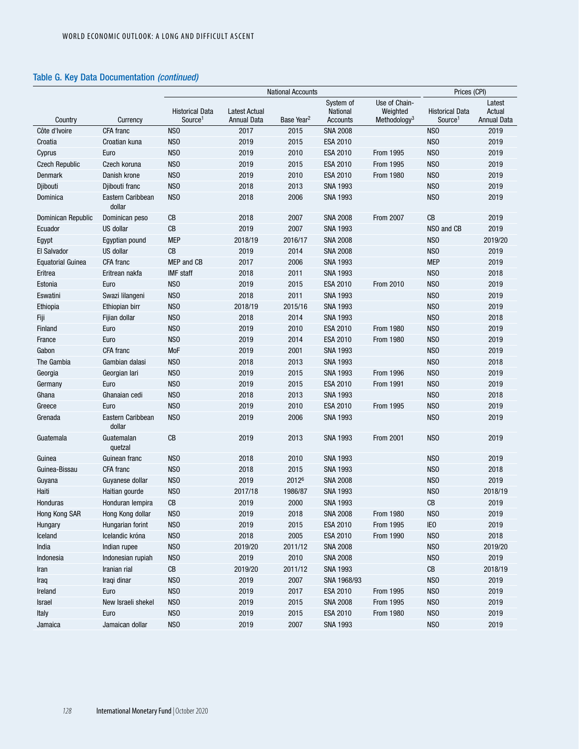### Table G. Key Data Documentation *(continued)*

| Country | Currency | National Accounts | | | | | Prices (CPI) | |
|---|---|---|---|---|---|---|---|---|
| | | Historical Data Source[1] | Latest Actual Annual Data | Base Year[2] | System of National Accounts | Use of Chain-Weighted Methodology[3] | Historical Data Source[1] | Latest Actual Annual Data |
| Côte d'Ivoire | CFA franc | NSO | 2017 | 2015 | SNA 2008 | | NSO | 2019 |
| Croatia | Croatian kuna | NSO | 2019 | 2015 | ESA 2010 | | NSO | 2019 |
| Cyprus | Euro | NSO | 2019 | 2010 | ESA 2010 | From 1995 | NSO | 2019 |
| Czech Republic | Czech koruna | NSO | 2019 | 2015 | ESA 2010 | From 1995 | NSO | 2019 |
| Denmark | Danish krone | NSO | 2019 | 2010 | ESA 2010 | From 1980 | NSO | 2019 |
| Djibouti | Djibouti franc | NSO | 2018 | 2013 | SNA 1993 | | NSO | 2019 |
| Dominica | Eastern Caribbean dollar | NSO | 2018 | 2006 | SNA 1993 | | NSO | 2019 |
| Dominican Republic | Dominican peso | CB | 2018 | 2007 | SNA 2008 | From 2007 | CB | 2019 |
| Ecuador | US dollar | CB | 2019 | 2007 | SNA 1993 | | NSO and CB | 2019 |
| Egypt | Egyptian pound | MEP | 2018/19 | 2016/17 | SNA 2008 | | NSO | 2019/20 |
| El Salvador | US dollar | CB | 2019 | 2014 | SNA 2008 | | NSO | 2019 |
| Equatorial Guinea | CFA franc | MEP and CB | 2017 | 2006 | SNA 1993 | | MEP | 2019 |
| Eritrea | Eritrean nakfa | IMF staff | 2018 | 2011 | SNA 1993 | | NSO | 2018 |
| Estonia | Euro | NSO | 2019 | 2015 | ESA 2010 | From 2010 | NSO | 2019 |
| Eswatini | Swazi lilangeni | NSO | 2018 | 2011 | SNA 1993 | | NSO | 2019 |
| Ethiopia | Ethiopian birr | NSO | 2018/19 | 2015/16 | SNA 1993 | | NSO | 2019 |
| Fiji | Fijian dollar | NSO | 2018 | 2014 | SNA 1993 | | NSO | 2018 |
| Finland | Euro | NSO | 2019 | 2010 | ESA 2010 | From 1980 | NSO | 2019 |
| France | Euro | NSO | 2019 | 2014 | ESA 2010 | From 1980 | NSO | 2019 |
| Gabon | CFA franc | MoF | 2019 | 2001 | SNA 1993 | | NSO | 2019 |
| The Gambia | Gambian dalasi | NSO | 2018 | 2013 | SNA 1993 | | NSO | 2018 |
| Georgia | Georgian lari | NSO | 2019 | 2015 | SNA 1993 | From 1996 | NSO | 2019 |
| Germany | Euro | NSO | 2019 | 2015 | ESA 2010 | From 1991 | NSO | 2019 |
| Ghana | Ghanaian cedi | NSO | 2018 | 2013 | SNA 1993 | | NSO | 2018 |
| Greece | Euro | NSO | 2019 | 2010 | ESA 2010 | From 1995 | NSO | 2019 |
| Grenada | Eastern Caribbean dollar | NSO | 2019 | 2006 | SNA 1993 | | NSO | 2019 |
| Guatemala | Guatemalan quetzal | CB | 2019 | 2013 | SNA 1993 | From 2001 | NSO | 2019 |
| Guinea | Guinean franc | NSO | 2018 | 2010 | SNA 1993 | | NSO | 2019 |
| Guinea-Bissau | CFA franc | NSO | 2018 | 2015 | SNA 1993 | | NSO | 2018 |
| Guyana | Guyanese dollar | NSO | 2019 | 2012[6] | SNA 2008 | | NSO | 2019 |
| Haiti | Haitian gourde | NSO | 2017/18 | 1986/87 | SNA 1993 | | NSO | 2018/19 |
| Honduras | Honduran lempira | CB | 2019 | 2000 | SNA 1993 | | CB | 2019 |
| Hong Kong SAR | Hong Kong dollar | NSO | 2019 | 2018 | SNA 2008 | From 1980 | NSO | 2019 |
| Hungary | Hungarian forint | NSO | 2019 | 2015 | ESA 2010 | From 1995 | IEO | 2019 |
| Iceland | Icelandic króna | NSO | 2018 | 2005 | ESA 2010 | From 1990 | NSO | 2018 |
| India | Indian rupee | NSO | 2019/20 | 2011/12 | SNA 2008 | | NSO | 2019/20 |
| Indonesia | Indonesian rupiah | NSO | 2019 | 2010 | SNA 2008 | | NSO | 2019 |
| Iran | Iranian rial | CB | 2019/20 | 2011/12 | SNA 1993 | | CB | 2018/19 |
| Iraq | Iraqi dinar | NSO | 2019 | 2007 | SNA 1968/93 | | NSO | 2019 |
| Ireland | Euro | NSO | 2019 | 2017 | ESA 2010 | From 1995 | NSO | 2019 |
| Israel | New Israeli shekel | NSO | 2019 | 2015 | SNA 2008 | From 1995 | NSO | 2019 |
| Italy | Euro | NSO | 2019 | 2015 | ESA 2010 | From 1980 | NSO | 2019 |
| Jamaica | Jamaican dollar | NSO | 2019 | 2007 | SNA 1993 | | NSO | 2019 |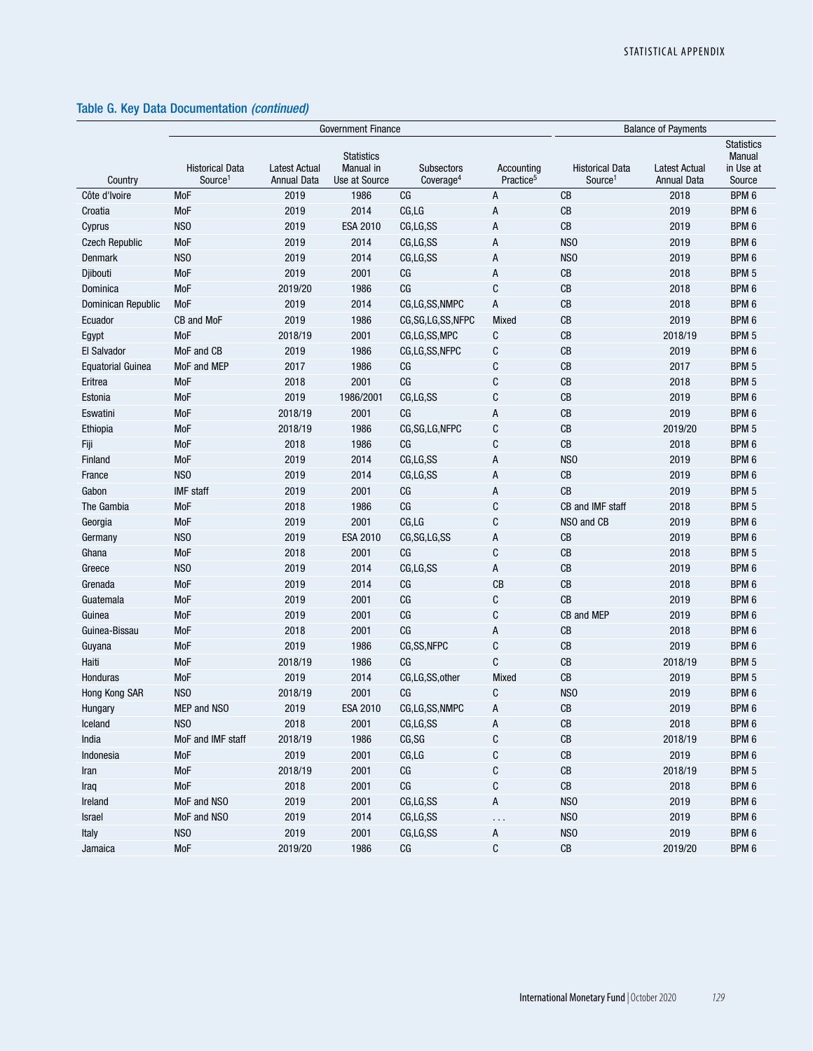## Table G. Key Data Documentation *(continued)*

| Country | Government Finance | | | | | Balance of Payments | | |
|---|---|---|---|---|---|---|---|---|
| | Historical Data Source[1] | Latest Actual Annual Data | Statistics Manual in Use at Source | Subsectors Coverage[4] | Accounting Practice[5] | Historical Data Source[1] | Latest Actual Annual Data | Statistics Manual in Use at Source |
| Côte d'Ivoire | MoF | 2019 | 1986 | CG | A | CB | 2018 | BPM 6 |
| Croatia | MoF | 2019 | 2014 | CG,LG | A | CB | 2019 | BPM 6 |
| Cyprus | NSO | 2019 | ESA 2010 | CG,LG,SS | A | CB | 2019 | BPM 6 |
| Czech Republic | MoF | 2019 | 2014 | CG,LG,SS | A | NSO | 2019 | BPM 6 |
| Denmark | NSO | 2019 | 2014 | CG,LG,SS | A | NSO | 2019 | BPM 6 |
| Djibouti | MoF | 2019 | 2001 | CG | A | CB | 2018 | BPM 5 |
| Dominica | MoF | 2019/20 | 1986 | CG | C | CB | 2018 | BPM 6 |
| Dominican Republic | MoF | 2019 | 2014 | CG,LG,SS,NMPC | A | CB | 2018 | BPM 6 |
| Ecuador | CB and MoF | 2019 | 1986 | CG,SG,LG,SS,NFPC | Mixed | CB | 2019 | BPM 6 |
| Egypt | MoF | 2018/19 | 2001 | CG,LG,SS,MPC | C | CB | 2018/19 | BPM 5 |
| El Salvador | MoF and CB | 2019 | 1986 | CG,LG,SS,NFPC | C | CB | 2019 | BPM 6 |
| Equatorial Guinea | MoF and MEP | 2017 | 1986 | CG | C | CB | 2017 | BPM 5 |
| Eritrea | MoF | 2018 | 2001 | CG | C | CB | 2018 | BPM 5 |
| Estonia | MoF | 2019 | 1986/2001 | CG,LG,SS | C | CB | 2019 | BPM 6 |
| Eswatini | MoF | 2018/19 | 2001 | CG | A | CB | 2019 | BPM 6 |
| Ethiopia | MoF | 2018/19 | 1986 | CG,SG,LG,NFPC | C | CB | 2019/20 | BPM 5 |
| Fiji | MoF | 2018 | 1986 | CG | C | CB | 2018 | BPM 6 |
| Finland | MoF | 2019 | 2014 | CG,LG,SS | A | NSO | 2019 | BPM 6 |
| France | NSO | 2019 | 2014 | CG,LG,SS | A | CB | 2019 | BPM 6 |
| Gabon | IMF staff | 2019 | 2001 | CG | A | CB | 2019 | BPM 5 |
| The Gambia | MoF | 2018 | 1986 | CG | C | CB and IMF staff | 2018 | BPM 5 |
| Georgia | MoF | 2019 | 2001 | CG,LG | C | NSO and CB | 2019 | BPM 6 |
| Germany | NSO | 2019 | ESA 2010 | CG,SG,LG,SS | A | CB | 2019 | BPM 6 |
| Ghana | MoF | 2018 | 2001 | CG | C | CB | 2018 | BPM 5 |
| Greece | NSO | 2019 | 2014 | CG,LG,SS | A | CB | 2019 | BPM 6 |
| Grenada | MoF | 2019 | 2014 | CG | CB | CB | 2018 | BPM 6 |
| Guatemala | MoF | 2019 | 2001 | CG | C | CB | 2019 | BPM 6 |
| Guinea | MoF | 2019 | 2001 | CG | C | CB and MEP | 2019 | BPM 6 |
| Guinea-Bissau | MoF | 2018 | 2001 | CG | A | CB | 2018 | BPM 6 |
| Guyana | MoF | 2019 | 1986 | CG,SS,NFPC | C | CB | 2019 | BPM 6 |
| Haiti | MoF | 2018/19 | 1986 | CG | C | CB | 2018/19 | BPM 5 |
| Honduras | MoF | 2019 | 2014 | CG,LG,SS,other | Mixed | CB | 2019 | BPM 5 |
| Hong Kong SAR | NSO | 2018/19 | 2001 | CG | C | NSO | 2019 | BPM 6 |
| Hungary | MEP and NSO | 2019 | ESA 2010 | CG,LG,SS,NMPC | A | CB | 2019 | BPM 6 |
| Iceland | NSO | 2018 | 2001 | CG,LG,SS | A | CB | 2018 | BPM 6 |
| India | MoF and IMF staff | 2018/19 | 1986 | CG,SG | C | CB | 2018/19 | BPM 6 |
| Indonesia | MoF | 2019 | 2001 | CG,LG | C | CB | 2019 | BPM 6 |
| Iran | MoF | 2018/19 | 2001 | CG | C | CB | 2018/19 | BPM 5 |
| Iraq | MoF | 2018 | 2001 | CG | C | CB | 2018 | BPM 6 |
| Ireland | MoF and NSO | 2019 | 2001 | CG,LG,SS | A | NSO | 2019 | BPM 6 |
| Israel | MoF and NSO | 2019 | 2014 | CG,LG,SS | ... | NSO | 2019 | BPM 6 |
| Italy | NSO | 2019 | 2001 | CG,LG,SS | A | NSO | 2019 | BPM 6 |
| Jamaica | MoF | 2019/20 | 1986 | CG | C | CB | 2019/20 | BPM 6 |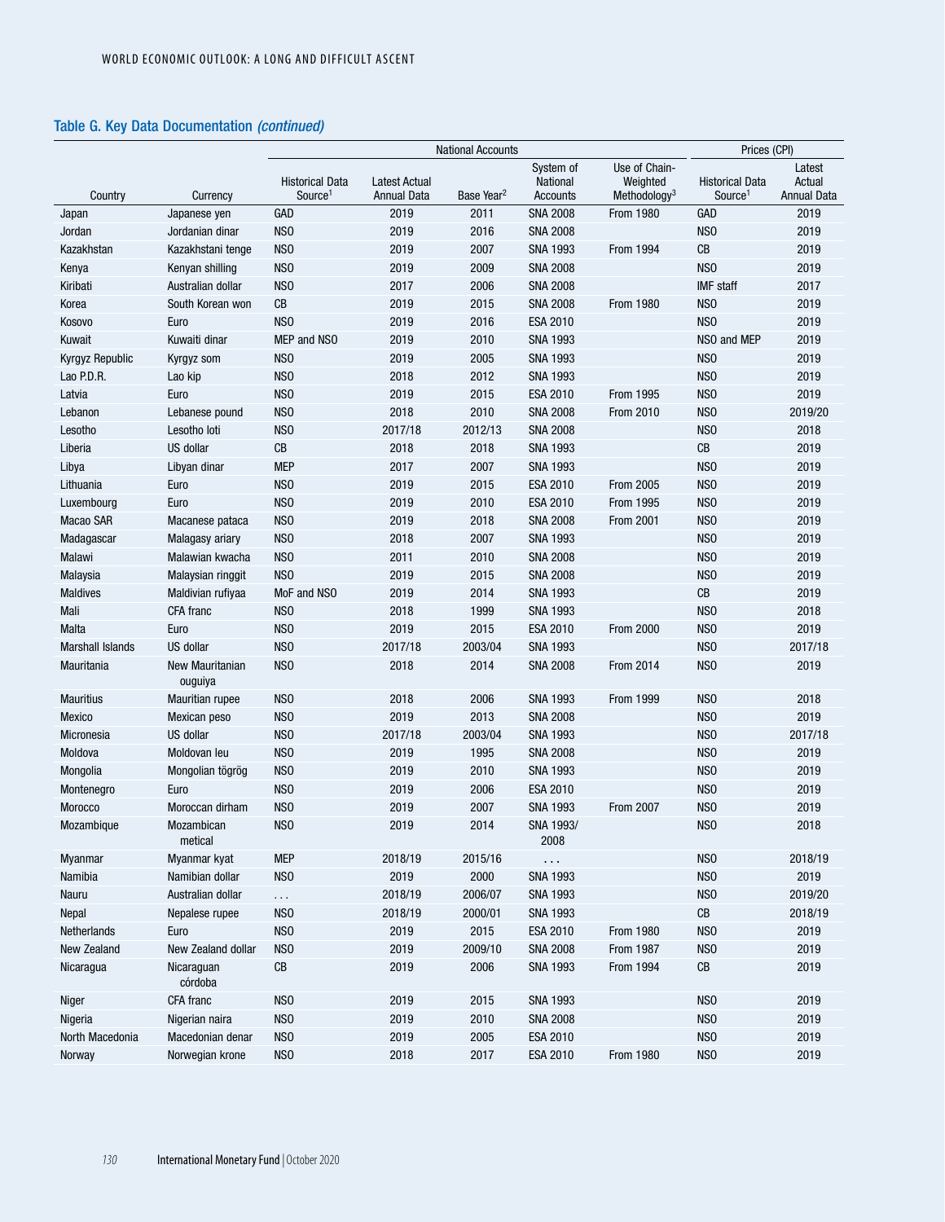## Table G. Key Data Documentation *(continued)*

| | | National Accounts | | | | | Prices (CPI) | |
|---|---|---|---|---|---|---|---|---|
| Country | Currency | Historical Data Source[1] | Latest Actual Annual Data | Base Year[2] | System of National Accounts | Use of Chain-Weighted Methodology[3] | Historical Data Source[1] | Latest Actual Annual Data |
| Japan | Japanese yen | GAD | 2019 | 2011 | SNA 2008 | From 1980 | GAD | 2019 |
| Jordan | Jordanian dinar | NSO | 2019 | 2016 | SNA 2008 | | NSO | 2019 |
| Kazakhstan | Kazakhstani tenge | NSO | 2019 | 2007 | SNA 1993 | From 1994 | CB | 2019 |
| Kenya | Kenyan shilling | NSO | 2019 | 2009 | SNA 2008 | | NSO | 2019 |
| Kiribati | Australian dollar | NSO | 2017 | 2006 | SNA 2008 | | IMF staff | 2017 |
| Korea | South Korean won | CB | 2019 | 2015 | SNA 2008 | From 1980 | NSO | 2019 |
| Kosovo | Euro | NSO | 2019 | 2016 | ESA 2010 | | NSO | 2019 |
| Kuwait | Kuwaiti dinar | MEP and NSO | 2019 | 2010 | SNA 1993 | | NSO and MEP | 2019 |
| Kyrgyz Republic | Kyrgyz som | NSO | 2019 | 2005 | SNA 1993 | | NSO | 2019 |
| Lao P.D.R. | Lao kip | NSO | 2018 | 2012 | SNA 1993 | | NSO | 2019 |
| Latvia | Euro | NSO | 2019 | 2015 | ESA 2010 | From 1995 | NSO | 2019 |
| Lebanon | Lebanese pound | NSO | 2018 | 2010 | SNA 2008 | From 2010 | NSO | 2019/20 |
| Lesotho | Lesotho loti | NSO | 2017/18 | 2012/13 | SNA 2008 | | NSO | 2018 |
| Liberia | US dollar | CB | 2018 | 2018 | SNA 1993 | | CB | 2019 |
| Libya | Libyan dinar | MEP | 2017 | 2007 | SNA 1993 | | NSO | 2019 |
| Lithuania | Euro | NSO | 2019 | 2015 | ESA 2010 | From 2005 | NSO | 2019 |
| Luxembourg | Euro | NSO | 2019 | 2010 | ESA 2010 | From 1995 | NSO | 2019 |
| Macao SAR | Macanese pataca | NSO | 2019 | 2018 | SNA 2008 | From 2001 | NSO | 2019 |
| Madagascar | Malagasy ariary | NSO | 2018 | 2007 | SNA 1993 | | NSO | 2019 |
| Malawi | Malawian kwacha | NSO | 2011 | 2010 | SNA 2008 | | NSO | 2019 |
| Malaysia | Malaysian ringgit | NSO | 2019 | 2015 | SNA 2008 | | NSO | 2019 |
| Maldives | Maldivian rufiyaa | MoF and NSO | 2019 | 2014 | SNA 1993 | | CB | 2019 |
| Mali | CFA franc | NSO | 2018 | 1999 | SNA 1993 | | NSO | 2018 |
| Malta | Euro | NSO | 2019 | 2015 | ESA 2010 | From 2000 | NSO | 2019 |
| Marshall Islands | US dollar | NSO | 2017/18 | 2003/04 | SNA 1993 | | NSO | 2017/18 |
| Mauritania | New Mauritanian ouguiya | NSO | 2018 | 2014 | SNA 2008 | From 2014 | NSO | 2019 |
| Mauritius | Mauritian rupee | NSO | 2018 | 2006 | SNA 1993 | From 1999 | NSO | 2018 |
| Mexico | Mexican peso | NSO | 2019 | 2013 | SNA 2008 | | NSO | 2019 |
| Micronesia | US dollar | NSO | 2017/18 | 2003/04 | SNA 1993 | | NSO | 2017/18 |
| Moldova | Moldovan leu | NSO | 2019 | 1995 | SNA 2008 | | NSO | 2019 |
| Mongolia | Mongolian tögrög | NSO | 2019 | 2010 | SNA 1993 | | NSO | 2019 |
| Montenegro | Euro | NSO | 2019 | 2006 | ESA 2010 | | NSO | 2019 |
| Morocco | Moroccan dirham | NSO | 2019 | 2007 | SNA 1993 | From 2007 | NSO | 2019 |
| Mozambique | Mozambican metical | NSO | 2019 | 2014 | SNA 1993/2008 | | NSO | 2018 |
| Myanmar | Myanmar kyat | MEP | 2018/19 | 2015/16 | . . . | | NSO | 2018/19 |
| Namibia | Namibian dollar | NSO | 2019 | 2000 | SNA 1993 | | NSO | 2019 |
| Nauru | Australian dollar | . . . | 2018/19 | 2006/07 | SNA 1993 | | NSO | 2019/20 |
| Nepal | Nepalese rupee | NSO | 2018/19 | 2000/01 | SNA 1993 | | CB | 2018/19 |
| Netherlands | Euro | NSO | 2019 | 2015 | ESA 2010 | From 1980 | NSO | 2019 |
| New Zealand | New Zealand dollar | NSO | 2019 | 2009/10 | SNA 2008 | From 1987 | NSO | 2019 |
| Nicaragua | Nicaraguan córdoba | CB | 2019 | 2006 | SNA 1993 | From 1994 | CB | 2019 |
| Niger | CFA franc | NSO | 2019 | 2015 | SNA 1993 | | NSO | 2019 |
| Nigeria | Nigerian naira | NSO | 2019 | 2010 | SNA 2008 | | NSO | 2019 |
| North Macedonia | Macedonian denar | NSO | 2019 | 2005 | ESA 2010 | | NSO | 2019 |
| Norway | Norwegian krone | NSO | 2018 | 2017 | ESA 2010 | From 1980 | NSO | 2019 |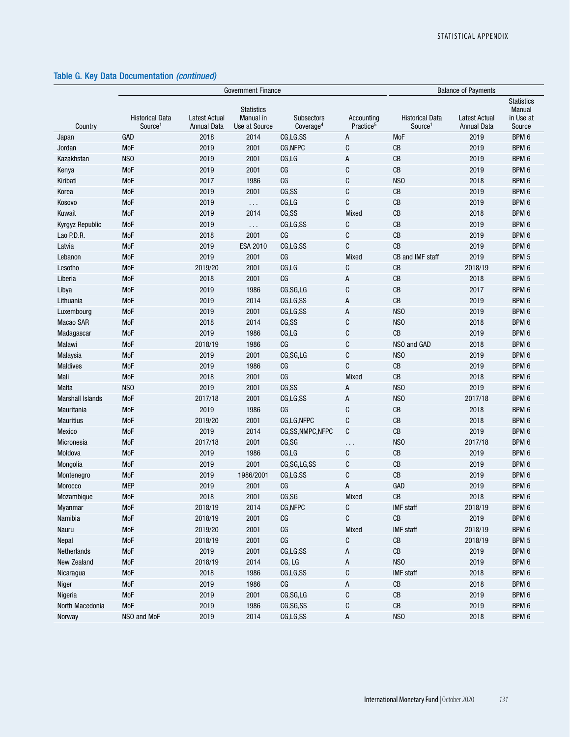## Table G. Key Data Documentation *(continued)*

| | Government Finance | | | | | Balance of Payments | | |
|---|---|---|---|---|---|---|---|---|
| Country | Historical Data Source[1] | Latest Actual Annual Data | Statistics Manual in Use at Source | Subsectors Coverage[4] | Accounting Practice[5] | Historical Data Source[1] | Latest Actual Annual Data | Statistics Manual in Use at Source |
| Japan | GAD | 2018 | 2014 | CG,LG,SS | A | MoF | 2019 | BPM 6 |
| Jordan | MoF | 2019 | 2001 | CG,NFPC | C | CB | 2019 | BPM 6 |
| Kazakhstan | NSO | 2019 | 2001 | CG,LG | A | CB | 2019 | BPM 6 |
| Kenya | MoF | 2019 | 2001 | CG | C | CB | 2019 | BPM 6 |
| Kiribati | MoF | 2017 | 1986 | CG | C | NSO | 2018 | BPM 6 |
| Korea | MoF | 2019 | 2001 | CG,SS | C | CB | 2019 | BPM 6 |
| Kosovo | MoF | 2019 | . . . | CG,LG | C | CB | 2019 | BPM 6 |
| Kuwait | MoF | 2019 | 2014 | CG,SS | Mixed | CB | 2018 | BPM 6 |
| Kyrgyz Republic | MoF | 2019 | . . . | CG,LG,SS | C | CB | 2019 | BPM 6 |
| Lao P.D.R. | MoF | 2018 | 2001 | CG | C | CB | 2019 | BPM 6 |
| Latvia | MoF | 2019 | ESA 2010 | CG,LG,SS | C | CB | 2019 | BPM 6 |
| Lebanon | MoF | 2019 | 2001 | CG | Mixed | CB and IMF staff | 2019 | BPM 5 |
| Lesotho | MoF | 2019/20 | 2001 | CG,LG | C | CB | 2018/19 | BPM 6 |
| Liberia | MoF | 2018 | 2001 | CG | A | CB | 2018 | BPM 5 |
| Libya | MoF | 2019 | 1986 | CG,SG,LG | C | CB | 2017 | BPM 6 |
| Lithuania | MoF | 2019 | 2014 | CG,LG,SS | A | CB | 2019 | BPM 6 |
| Luxembourg | MoF | 2019 | 2001 | CG,LG,SS | A | NSO | 2019 | BPM 6 |
| Macao SAR | MoF | 2018 | 2014 | CG,SS | C | NSO | 2018 | BPM 6 |
| Madagascar | MoF | 2019 | 1986 | CG,LG | C | CB | 2019 | BPM 6 |
| Malawi | MoF | 2018/19 | 1986 | CG | C | NSO and GAD | 2018 | BPM 6 |
| Malaysia | MoF | 2019 | 2001 | CG,SG,LG | C | NSO | 2019 | BPM 6 |
| Maldives | MoF | 2019 | 1986 | CG | C | CB | 2019 | BPM 6 |
| Mali | MoF | 2018 | 2001 | CG | Mixed | CB | 2018 | BPM 6 |
| Malta | NSO | 2019 | 2001 | CG,SS | A | NSO | 2019 | BPM 6 |
| Marshall Islands | MoF | 2017/18 | 2001 | CG,LG,SS | A | NSO | 2017/18 | BPM 6 |
| Mauritania | MoF | 2019 | 1986 | CG | C | CB | 2018 | BPM 6 |
| Mauritius | MoF | 2019/20 | 2001 | CG,LG,NFPC | C | CB | 2018 | BPM 6 |
| Mexico | MoF | 2019 | 2014 | CG,SS,NMPC,NFPC | C | CB | 2019 | BPM 6 |
| Micronesia | MoF | 2017/18 | 2001 | CG,SG | . . . | NSO | 2017/18 | BPM 6 |
| Moldova | MoF | 2019 | 1986 | CG,LG | C | CB | 2019 | BPM 6 |
| Mongolia | MoF | 2019 | 2001 | CG,SG,LG,SS | C | CB | 2019 | BPM 6 |
| Montenegro | MoF | 2019 | 1986/2001 | CG,LG,SS | C | CB | 2019 | BPM 6 |
| Morocco | MEP | 2019 | 2001 | CG | A | GAD | 2019 | BPM 6 |
| Mozambique | MoF | 2018 | 2001 | CG,SG | Mixed | CB | 2018 | BPM 6 |
| Myanmar | MoF | 2018/19 | 2014 | CG,NFPC | C | IMF staff | 2018/19 | BPM 6 |
| Namibia | MoF | 2018/19 | 2001 | CG | C | CB | 2019 | BPM 6 |
| Nauru | MoF | 2019/20 | 2001 | CG | Mixed | IMF staff | 2018/19 | BPM 6 |
| Nepal | MoF | 2018/19 | 2001 | CG | C | CB | 2018/19 | BPM 5 |
| Netherlands | MoF | 2019 | 2001 | CG,LG,SS | A | CB | 2019 | BPM 6 |
| New Zealand | MoF | 2018/19 | 2014 | CG, LG | A | NSO | 2019 | BPM 6 |
| Nicaragua | MoF | 2018 | 1986 | CG,LG,SS | C | IMF staff | 2018 | BPM 6 |
| Niger | MoF | 2019 | 1986 | CG | A | CB | 2018 | BPM 6 |
| Nigeria | MoF | 2019 | 2001 | CG,SG,LG | C | CB | 2019 | BPM 6 |
| North Macedonia | MoF | 2019 | 1986 | CG,SG,SS | C | CB | 2019 | BPM 6 |
| Norway | NSO and MoF | 2019 | 2014 | CG,LG,SS | A | NSO | 2018 | BPM 6 |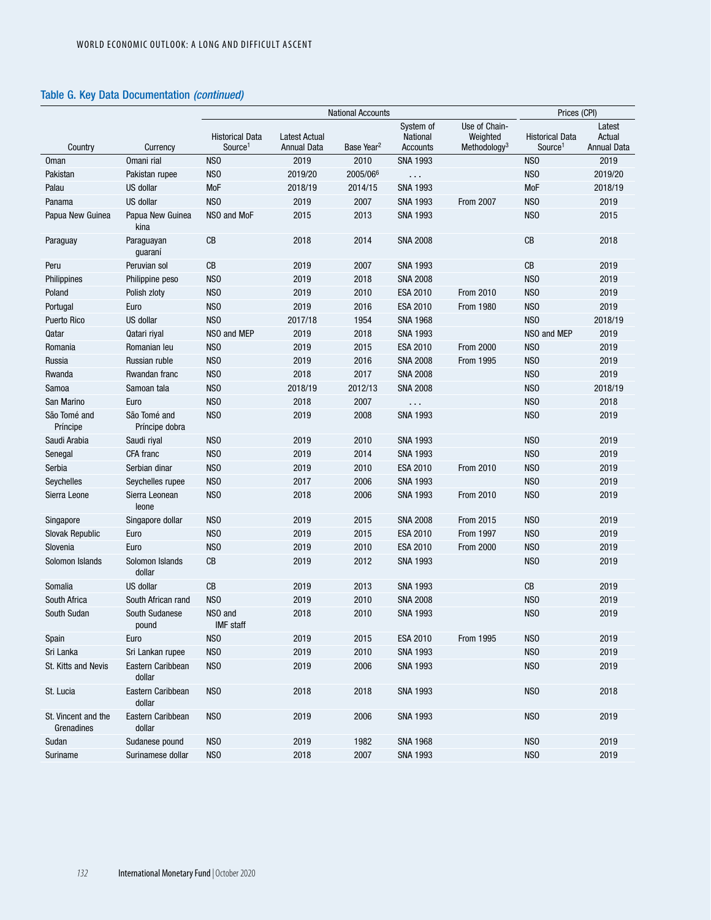## Table G. Key Data Documentation *(continued)*

| Country | Currency | National Accounts | | | | | Prices (CPI) | |
|---|---|---|---|---|---|---|---|---|
| | | Historical Data Source[1] | Latest Actual Annual Data | Base Year[2] | System of National Accounts | Use of Chain-Weighted Methodology[3] | Historical Data Source[1] | Latest Actual Annual Data |
| Oman | Omani rial | NSO | 2019 | 2010 | SNA 1993 | | NSO | 2019 |
| Pakistan | Pakistan rupee | NSO | 2019/20 | 2005/06[6] | . . . | | NSO | 2019/20 |
| Palau | US dollar | MoF | 2018/19 | 2014/15 | SNA 1993 | | MoF | 2018/19 |
| Panama | US dollar | NSO | 2019 | 2007 | SNA 1993 | From 2007 | NSO | 2019 |
| Papua New Guinea | Papua New Guinea kina | NSO and MoF | 2015 | 2013 | SNA 1993 | | NSO | 2015 |
| Paraguay | Paraguayan guaraní | CB | 2018 | 2014 | SNA 2008 | | CB | 2018 |
| Peru | Peruvian sol | CB | 2019 | 2007 | SNA 1993 | | CB | 2019 |
| Philippines | Philippine peso | NSO | 2019 | 2018 | SNA 2008 | | NSO | 2019 |
| Poland | Polish zloty | NSO | 2019 | 2010 | ESA 2010 | From 2010 | NSO | 2019 |
| Portugal | Euro | NSO | 2019 | 2016 | ESA 2010 | From 1980 | NSO | 2019 |
| Puerto Rico | US dollar | NSO | 2017/18 | 1954 | SNA 1968 | | NSO | 2018/19 |
| Qatar | Qatari riyal | NSO and MEP | 2019 | 2018 | SNA 1993 | | NSO and MEP | 2019 |
| Romania | Romanian leu | NSO | 2019 | 2015 | ESA 2010 | From 2000 | NSO | 2019 |
| Russia | Russian ruble | NSO | 2019 | 2016 | SNA 2008 | From 1995 | NSO | 2019 |
| Rwanda | Rwandan franc | NSO | 2018 | 2017 | SNA 2008 | | NSO | 2019 |
| Samoa | Samoan tala | NSO | 2018/19 | 2012/13 | SNA 2008 | | NSO | 2018/19 |
| San Marino | Euro | NSO | 2018 | 2007 | . . . | | NSO | 2018 |
| São Tomé and Príncipe | São Tomé and Príncipe dobra | NSO | 2019 | 2008 | SNA 1993 | | NSO | 2019 |
| Saudi Arabia | Saudi riyal | NSO | 2019 | 2010 | SNA 1993 | | NSO | 2019 |
| Senegal | CFA franc | NSO | 2019 | 2014 | SNA 1993 | | NSO | 2019 |
| Serbia | Serbian dinar | NSO | 2019 | 2010 | ESA 2010 | From 2010 | NSO | 2019 |
| Seychelles | Seychelles rupee | NSO | 2017 | 2006 | SNA 1993 | | NSO | 2019 |
| Sierra Leone | Sierra Leonean leone | NSO | 2018 | 2006 | SNA 1993 | From 2010 | NSO | 2019 |
| Singapore | Singapore dollar | NSO | 2019 | 2015 | SNA 2008 | From 2015 | NSO | 2019 |
| Slovak Republic | Euro | NSO | 2019 | 2015 | ESA 2010 | From 1997 | NSO | 2019 |
| Slovenia | Euro | NSO | 2019 | 2010 | ESA 2010 | From 2000 | NSO | 2019 |
| Solomon Islands | Solomon Islands dollar | CB | 2019 | 2012 | SNA 1993 | | NSO | 2019 |
| Somalia | US dollar | CB | 2019 | 2013 | SNA 1993 | | CB | 2019 |
| South Africa | South African rand | NSO | 2019 | 2010 | SNA 2008 | | NSO | 2019 |
| South Sudan | South Sudanese pound | NSO and IMF staff | 2018 | 2010 | SNA 1993 | | NSO | 2019 |
| Spain | Euro | NSO | 2019 | 2015 | ESA 2010 | From 1995 | NSO | 2019 |
| Sri Lanka | Sri Lankan rupee | NSO | 2019 | 2010 | SNA 1993 | | NSO | 2019 |
| St. Kitts and Nevis | Eastern Caribbean dollar | NSO | 2019 | 2006 | SNA 1993 | | NSO | 2019 |
| St. Lucia | Eastern Caribbean dollar | NSO | 2018 | 2018 | SNA 1993 | | NSO | 2018 |
| St. Vincent and the Grenadines | Eastern Caribbean dollar | NSO | 2019 | 2006 | SNA 1993 | | NSO | 2019 |
| Sudan | Sudanese pound | NSO | 2019 | 1982 | SNA 1968 | | NSO | 2019 |
| Suriname | Surinamese dollar | NSO | 2018 | 2007 | SNA 1993 | | NSO | 2019 |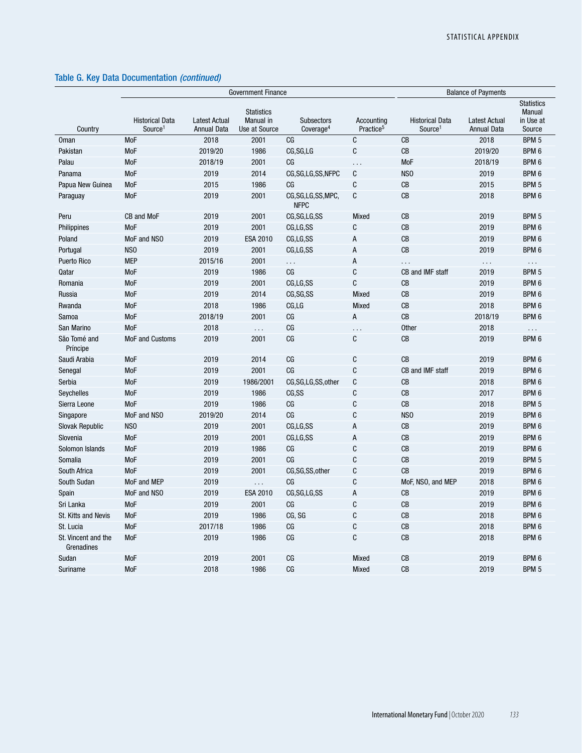## Table G. Key Data Documentation *(continued)*

| Country | Government Finance | | | | | Balance of Payments | | |
|---|---|---|---|---|---|---|---|---|
| | Historical Data Source[1] | Latest Actual Annual Data | Statistics Manual in Use at Source | Subsectors Coverage[4] | Accounting Practice[5] | Historical Data Source[1] | Latest Actual Annual Data | Statistics Manual in Use at Source |
| Oman | MoF | 2018 | 2001 | CG | C | CB | 2018 | BPM 5 |
| Pakistan | MoF | 2019/20 | 1986 | CG,SG,LG | C | CB | 2019/20 | BPM 6 |
| Palau | MoF | 2018/19 | 2001 | CG | . . . | MoF | 2018/19 | BPM 6 |
| Panama | MoF | 2019 | 2014 | CG,SG,LG,SS,NFPC | C | NSO | 2019 | BPM 6 |
| Papua New Guinea | MoF | 2015 | 1986 | CG | C | CB | 2015 | BPM 5 |
| Paraguay | MoF | 2019 | 2001 | CG,SG,LG,SS,MPC, NFPC | C | CB | 2018 | BPM 6 |
| Peru | CB and MoF | 2019 | 2001 | CG,SG,LG,SS | Mixed | CB | 2019 | BPM 5 |
| Philippines | MoF | 2019 | 2001 | CG,LG,SS | C | CB | 2019 | BPM 6 |
| Poland | MoF and NSO | 2019 | ESA 2010 | CG,LG,SS | A | CB | 2019 | BPM 6 |
| Portugal | NSO | 2019 | 2001 | CG,LG,SS | A | CB | 2019 | BPM 6 |
| Puerto Rico | MEP | 2015/16 | 2001 | . . . | A | . . . | . . . | . . . |
| Qatar | MoF | 2019 | 1986 | CG | C | CB and IMF staff | 2019 | BPM 5 |
| Romania | MoF | 2019 | 2001 | CG,LG,SS | C | CB | 2019 | BPM 6 |
| Russia | MoF | 2019 | 2014 | CG,SG,SS | Mixed | CB | 2019 | BPM 6 |
| Rwanda | MoF | 2018 | 1986 | CG,LG | Mixed | CB | 2018 | BPM 6 |
| Samoa | MoF | 2018/19 | 2001 | CG | A | CB | 2018/19 | BPM 6 |
| San Marino | MoF | 2018 | . . . | CG | . . . | Other | 2018 | . . . |
| São Tomé and Príncipe | MoF and Customs | 2019 | 2001 | CG | C | CB | 2019 | BPM 6 |
| Saudi Arabia | MoF | 2019 | 2014 | CG | C | CB | 2019 | BPM 6 |
| Senegal | MoF | 2019 | 2001 | CG | C | CB and IMF staff | 2019 | BPM 6 |
| Serbia | MoF | 2019 | 1986/2001 | CG,SG,LG,SS,other | C | CB | 2018 | BPM 6 |
| Seychelles | MoF | 2019 | 1986 | CG,SS | C | CB | 2017 | BPM 6 |
| Sierra Leone | MoF | 2019 | 1986 | CG | C | CB | 2018 | BPM 5 |
| Singapore | MoF and NSO | 2019/20 | 2014 | CG | C | NSO | 2019 | BPM 6 |
| Slovak Republic | NSO | 2019 | 2001 | CG,LG,SS | A | CB | 2019 | BPM 6 |
| Slovenia | MoF | 2019 | 2001 | CG,LG,SS | A | CB | 2019 | BPM 6 |
| Solomon Islands | MoF | 2019 | 1986 | CG | C | CB | 2019 | BPM 6 |
| Somalia | MoF | 2019 | 2001 | CG | C | CB | 2019 | BPM 5 |
| South Africa | MoF | 2019 | 2001 | CG,SG,SS,other | C | CB | 2019 | BPM 6 |
| South Sudan | MoF and MEP | 2019 | . . . | CG | C | MoF, NSO, and MEP | 2018 | BPM 6 |
| Spain | MoF and NSO | 2019 | ESA 2010 | CG,SG,LG,SS | A | CB | 2019 | BPM 6 |
| Sri Lanka | MoF | 2019 | 2001 | CG | C | CB | 2019 | BPM 6 |
| St. Kitts and Nevis | MoF | 2019 | 1986 | CG, SG | C | CB | 2018 | BPM 6 |
| St. Lucia | MoF | 2017/18 | 1986 | CG | C | CB | 2018 | BPM 6 |
| St. Vincent and the Grenadines | MoF | 2019 | 1986 | CG | C | CB | 2018 | BPM 6 |
| Sudan | MoF | 2019 | 2001 | CG | Mixed | CB | 2019 | BPM 6 |
| Suriname | MoF | 2018 | 1986 | CG | Mixed | CB | 2019 | BPM 5 |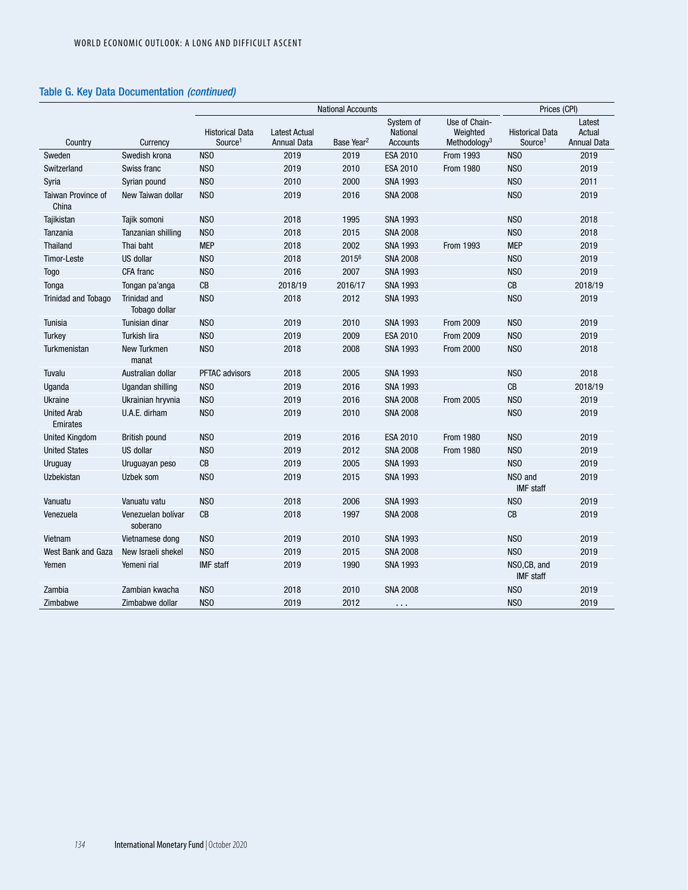### Table G. Key Data Documentation *(continued)*

| | | National Accounts | | | | | Prices (CPI) | |
|---|---|---|---|---|---|---|---|---|
| Country | Currency | Historical Data Source[1] | Latest Actual Annual Data | Base Year[2] | System of National Accounts | Use of Chain-Weighted Methodology[3] | Historical Data Source[1] | Latest Actual Annual Data |
| Sweden | Swedish krona | NSO | 2019 | 2019 | ESA 2010 | From 1993 | NSO | 2019 |
| Switzerland | Swiss franc | NSO | 2019 | 2010 | ESA 2010 | From 1980 | NSO | 2019 |
| Syria | Syrian pound | NSO | 2010 | 2000 | SNA 1993 | | NSO | 2011 |
| Taiwan Province of China | New Taiwan dollar | NSO | 2019 | 2016 | SNA 2008 | | NSO | 2019 |
| Tajikistan | Tajik somoni | NSO | 2018 | 1995 | SNA 1993 | | NSO | 2018 |
| Tanzania | Tanzanian shilling | NSO | 2018 | 2015 | SNA 2008 | | NSO | 2018 |
| Thailand | Thai baht | MEP | 2018 | 2002 | SNA 1993 | From 1993 | MEP | 2019 |
| Timor-Leste | US dollar | NSO | 2018 | 2015[6] | SNA 2008 | | NSO | 2019 |
| Togo | CFA franc | NSO | 2016 | 2007 | SNA 1993 | | NSO | 2019 |
| Tonga | Tongan pa'anga | CB | 2018/19 | 2016/17 | SNA 1993 | | CB | 2018/19 |
| Trinidad and Tobago | Trinidad and Tobago dollar | NSO | 2018 | 2012 | SNA 1993 | | NSO | 2019 |
| Tunisia | Tunisian dinar | NSO | 2019 | 2010 | SNA 1993 | From 2009 | NSO | 2019 |
| Turkey | Turkish lira | NSO | 2019 | 2009 | ESA 2010 | From 2009 | NSO | 2019 |
| Turkmenistan | New Turkmen manat | NSO | 2018 | 2008 | SNA 1993 | From 2000 | NSO | 2018 |
| Tuvalu | Australian dollar | PFTAC advisors | 2018 | 2005 | SNA 1993 | | NSO | 2018 |
| Uganda | Ugandan shilling | NSO | 2019 | 2016 | SNA 1993 | | CB | 2018/19 |
| Ukraine | Ukrainian hryvnia | NSO | 2019 | 2016 | SNA 2008 | From 2005 | NSO | 2019 |
| United Arab Emirates | U.A.E. dirham | NSO | 2019 | 2010 | SNA 2008 | | NSO | 2019 |
| United Kingdom | British pound | NSO | 2019 | 2016 | ESA 2010 | From 1980 | NSO | 2019 |
| United States | US dollar | NSO | 2019 | 2012 | SNA 2008 | From 1980 | NSO | 2019 |
| Uruguay | Uruguayan peso | CB | 2019 | 2005 | SNA 1993 | | NSO | 2019 |
| Uzbekistan | Uzbek som | NSO | 2019 | 2015 | SNA 1993 | | NSO and IMF staff | 2019 |
| Vanuatu | Vanuatu vatu | NSO | 2018 | 2006 | SNA 1993 | | NSO | 2019 |
| Venezuela | Venezuelan bolívar soberano | CB | 2018 | 1997 | SNA 2008 | | CB | 2019 |
| Vietnam | Vietnamese dong | NSO | 2019 | 2010 | SNA 1993 | | NSO | 2019 |
| West Bank and Gaza | New Israeli shekel | NSO | 2019 | 2015 | SNA 2008 | | NSO | 2019 |
| Yemen | Yemeni rial | IMF staff | 2019 | 1990 | SNA 1993 | | NSO,CB, and IMF staff | 2019 |
| Zambia | Zambian kwacha | NSO | 2018 | 2010 | SNA 2008 | | NSO | 2019 |
| Zimbabwe | Zimbabwe dollar | NSO | 2019 | 2012 | . . . | | NSO | 2019 |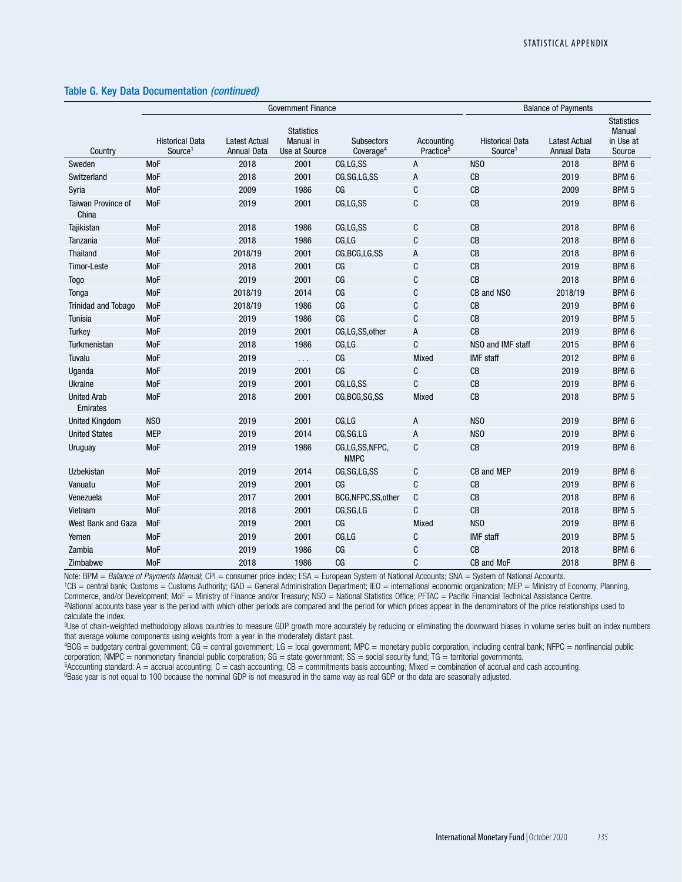## Table G. Key Data Documentation *(continued)*

| Country | Government Finance | | | | | Balance of Payments | | |
|---|---|---|---|---|---|---|---|---|
| | Historical Data Source[1] | Latest Actual Annual Data | Statistics Manual in Use at Source | Subsectors Coverage[4] | Accounting Practice[5] | Historical Data Source[1] | Latest Actual Annual Data | Statistics Manual in Use at Source |
| Sweden | MoF | 2018 | 2001 | CG,LG,SS | A | NSO | 2018 | BPM 6 |
| Switzerland | MoF | 2018 | 2001 | CG,SG,LG,SS | A | CB | 2019 | BPM 6 |
| Syria | MoF | 2009 | 1986 | CG | C | CB | 2009 | BPM 5 |
| Taiwan Province of China | MoF | 2019 | 2001 | CG,LG,SS | C | CB | 2019 | BPM 6 |
| Tajikistan | MoF | 2018 | 1986 | CG,LG,SS | C | CB | 2018 | BPM 6 |
| Tanzania | MoF | 2018 | 1986 | CG,LG | C | CB | 2018 | BPM 6 |
| Thailand | MoF | 2018/19 | 2001 | CG,BCG,LG,SS | A | CB | 2018 | BPM 6 |
| Timor-Leste | MoF | 2018 | 2001 | CG | C | CB | 2019 | BPM 6 |
| Togo | MoF | 2019 | 2001 | CG | C | CB | 2018 | BPM 6 |
| Tonga | MoF | 2018/19 | 2014 | CG | C | CB and NSO | 2018/19 | BPM 6 |
| Trinidad and Tobago | MoF | 2018/19 | 1986 | CG | C | CB | 2019 | BPM 6 |
| Tunisia | MoF | 2019 | 1986 | CG | C | CB | 2019 | BPM 5 |
| Turkey | MoF | 2019 | 2001 | CG,LG,SS,other | A | CB | 2019 | BPM 6 |
| Turkmenistan | MoF | 2018 | 1986 | CG,LG | C | NSO and IMF staff | 2015 | BPM 6 |
| Tuvalu | MoF | 2019 | . . . | CG | Mixed | IMF staff | 2012 | BPM 6 |
| Uganda | MoF | 2019 | 2001 | CG | C | CB | 2019 | BPM 6 |
| Ukraine | MoF | 2019 | 2001 | CG,LG,SS | C | CB | 2019 | BPM 6 |
| United Arab Emirates | MoF | 2018 | 2001 | CG,BCG,SG,SS | Mixed | CB | 2018 | BPM 5 |
| United Kingdom | NSO | 2019 | 2001 | CG,LG | A | NSO | 2019 | BPM 6 |
| United States | MEP | 2019 | 2014 | CG,SG,LG | A | NSO | 2019 | BPM 6 |
| Uruguay | MoF | 2019 | 1986 | CG,LG,SS,NFPC, NMPC | C | CB | 2019 | BPM 6 |
| Uzbekistan | MoF | 2019 | 2014 | CG,SG,LG,SS | C | CB and MEP | 2019 | BPM 6 |
| Vanuatu | MoF | 2019 | 2001 | CG | C | CB | 2019 | BPM 6 |
| Venezuela | MoF | 2017 | 2001 | BCG,NFPC,SS,other | C | CB | 2018 | BPM 6 |
| Vietnam | MoF | 2018 | 2001 | CG,SG,LG | C | CB | 2018 | BPM 5 |
| West Bank and Gaza | MoF | 2019 | 2001 | CG | Mixed | NSO | 2019 | BPM 6 |
| Yemen | MoF | 2019 | 2001 | CG,LG | C | IMF staff | 2019 | BPM 5 |
| Zambia | MoF | 2019 | 1986 | CG | C | CB | 2018 | BPM 6 |
| Zimbabwe | MoF | 2018 | 1986 | CG | C | CB and MoF | 2018 | BPM 6 |

Note: BPM = *Balance of Payments Manual*; CPI = consumer price index; ESA = European System of National Accounts; SNA = System of National Accounts.
[1]CB = central bank; Customs = Customs Authority; GAD = General Administration Department; IEO = international economic organization; MEP = Ministry of Economy, Planning, Commerce, and/or Development; MoF = Ministry of Finance and/or Treasury; NSO = National Statistics Office; PFTAC = Pacific Financial Technical Assistance Centre.
[2]National accounts base year is the period with which other periods are compared and the period for which prices appear in the denominators of the price relationships used to calculate the index.
[3]Use of chain-weighted methodology allows countries to measure GDP growth more accurately by reducing or eliminating the downward biases in volume series built on index numbers that average volume components using weights from a year in the moderately distant past.
[4]BCG = budgetary central government; CG = central government; LG = local government; MPC = monetary public corporation, including central bank; NFPC = nonfinancial public corporation; NMPC = nonmonetary financial public corporation; SG = state government; SS = social security fund; TG = territorial governments.
[5]Accounting standard: A = accrual accounting; C = cash accounting; CB = commitments basis accounting; Mixed = combination of accrual and cash accounting.
[6]Base year is not equal to 100 because the nominal GDP is not measured in the same way as real GDP or the data are seasonally adjusted.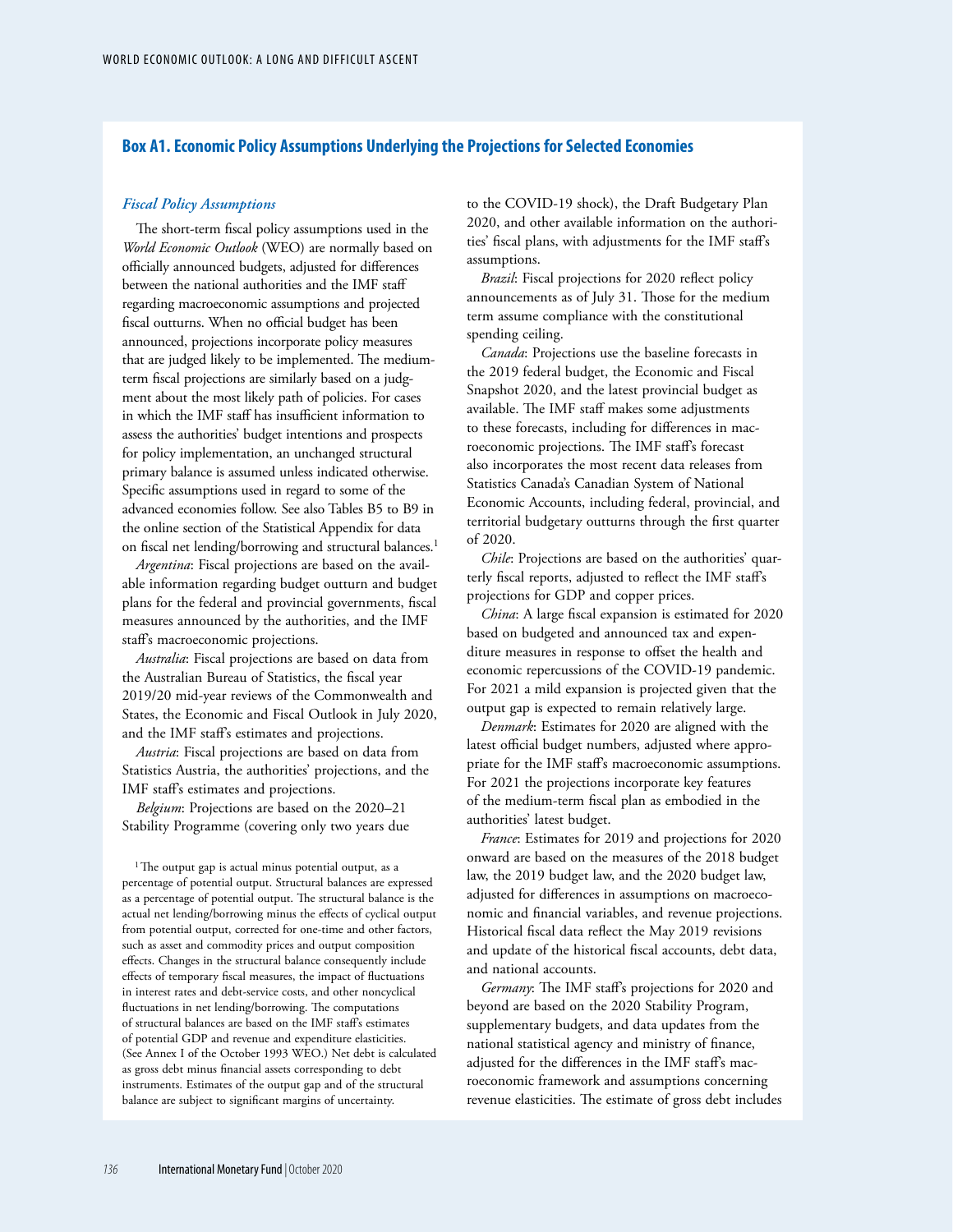## Box A1. Economic Policy Assumptions Underlying the Projections for Selected Economies

### *Fiscal Policy Assumptions*

The short-term fiscal policy assumptions used in the *World Economic Outlook* (WEO) are normally based on officially announced budgets, adjusted for differences between the national authorities and the IMF staff regarding macroeconomic assumptions and projected fiscal outturns. When no official budget has been announced, projections incorporate policy measures that are judged likely to be implemented. The medium-term fiscal projections are similarly based on a judgment about the most likely path of policies. For cases in which the IMF staff has insufficient information to assess the authorities' budget intentions and prospects for policy implementation, an unchanged structural primary balance is assumed unless indicated otherwise. Specific assumptions used in regard to some of the advanced economies follow. See also Tables B5 to B9 in the online section of the Statistical Appendix for data on fiscal net lending/borrowing and structural balances.[1]

*Argentina*: Fiscal projections are based on the available information regarding budget outturn and budget plans for the federal and provincial governments, fiscal measures announced by the authorities, and the IMF staff's macroeconomic projections.

*Australia*: Fiscal projections are based on data from the Australian Bureau of Statistics, the fiscal year 2019/20 mid-year reviews of the Commonwealth and States, the Economic and Fiscal Outlook in July 2020, and the IMF staff's estimates and projections.

*Austria*: Fiscal projections are based on data from Statistics Austria, the authorities' projections, and the IMF staff's estimates and projections.

*Belgium*: Projections are based on the 2020–21 Stability Programme (covering only two years due to the COVID-19 shock), the Draft Budgetary Plan 2020, and other available information on the authorities' fiscal plans, with adjustments for the IMF staff's assumptions.

*Brazil*: Fiscal projections for 2020 reflect policy announcements as of July 31. Those for the medium term assume compliance with the constitutional spending ceiling.

*Canada*: Projections use the baseline forecasts in the 2019 federal budget, the Economic and Fiscal Snapshot 2020, and the latest provincial budget as available. The IMF staff makes some adjustments to these forecasts, including for differences in macroeconomic projections. The IMF staff's forecast also incorporates the most recent data releases from Statistics Canada's Canadian System of National Economic Accounts, including federal, provincial, and territorial budgetary outturns through the first quarter of 2020.

*Chile*: Projections are based on the authorities' quarterly fiscal reports, adjusted to reflect the IMF staff's projections for GDP and copper prices.

*China*: A large fiscal expansion is estimated for 2020 based on budgeted and announced tax and expenditure measures in response to offset the health and economic repercussions of the COVID-19 pandemic. For 2021 a mild expansion is projected given that the output gap is expected to remain relatively large.

*Denmark*: Estimates for 2020 are aligned with the latest official budget numbers, adjusted where appropriate for the IMF staff's macroeconomic assumptions. For 2021 the projections incorporate key features of the medium-term fiscal plan as embodied in the authorities' latest budget.

*France*: Estimates for 2019 and projections for 2020 onward are based on the measures of the 2018 budget law, the 2019 budget law, and the 2020 budget law, adjusted for differences in assumptions on macroeconomic and financial variables, and revenue projections. Historical fiscal data reflect the May 2019 revisions and update of the historical fiscal accounts, debt data, and national accounts.

*Germany*: The IMF staff's projections for 2020 and beyond are based on the 2020 Stability Program, supplementary budgets, and data updates from the national statistical agency and ministry of finance, adjusted for the differences in the IMF staff's macroeconomic framework and assumptions concerning revenue elasticities. The estimate of gross debt includes

[1] The output gap is actual minus potential output, as a percentage of potential output. Structural balances are expressed as a percentage of potential output. The structural balance is the actual net lending/borrowing minus the effects of cyclical output from potential output, corrected for one-time and other factors, such as asset and commodity prices and output composition effects. Changes in the structural balance consequently include effects of temporary fiscal measures, the impact of fluctuations in interest rates and debt-service costs, and other noncyclical fluctuations in net lending/borrowing. The computations of structural balances are based on the IMF staff's estimates of potential GDP and revenue and expenditure elasticities. (See Annex I of the October 1993 WEO.) Net debt is calculated as gross debt minus financial assets corresponding to debt instruments. Estimates of the output gap and of the structural balance are subject to significant margins of uncertainty.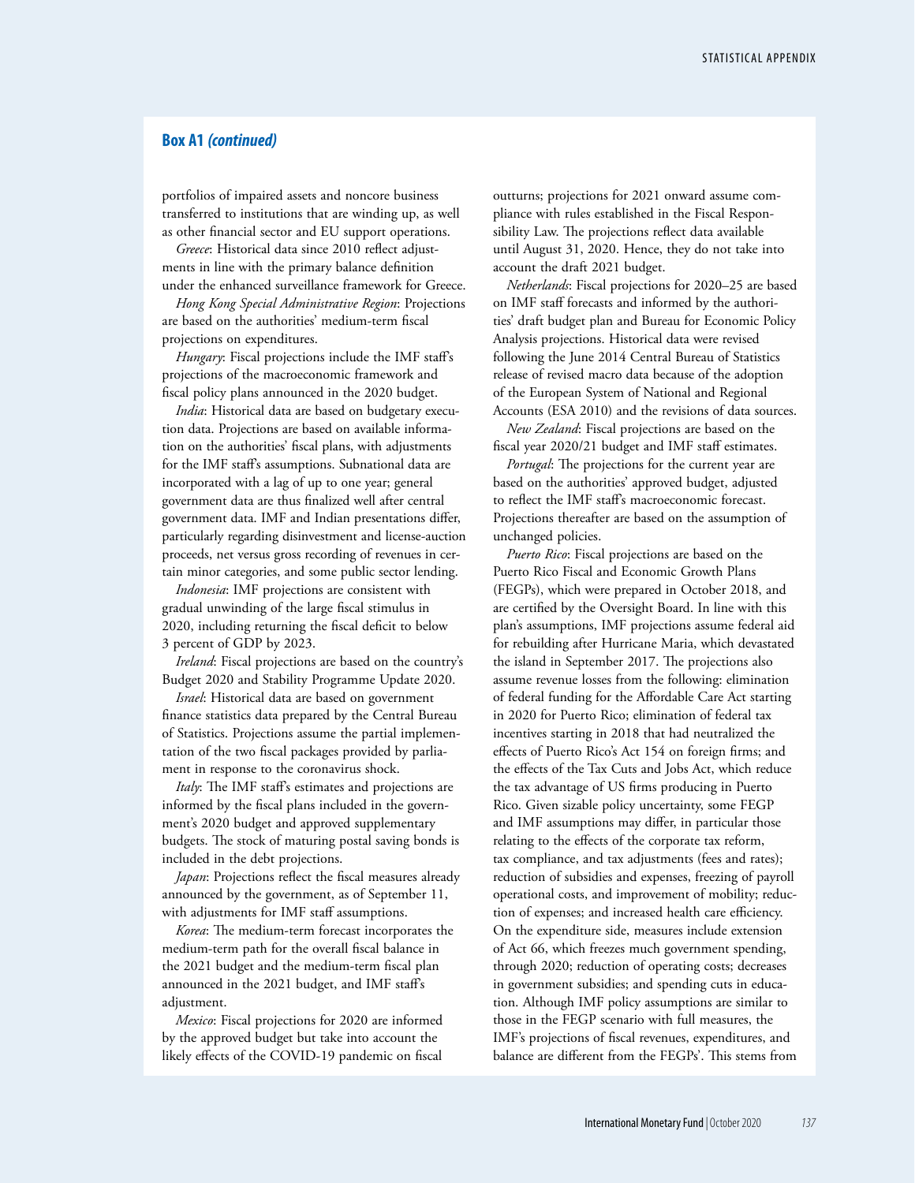## Box A1 *(continued)*

portfolios of impaired assets and noncore business transferred to institutions that are winding up, as well as other financial sector and EU support operations.

*Greece*: Historical data since 2010 reflect adjustments in line with the primary balance definition under the enhanced surveillance framework for Greece.

*Hong Kong Special Administrative Region*: Projections are based on the authorities' medium-term fiscal projections on expenditures.

*Hungary*: Fiscal projections include the IMF staff's projections of the macroeconomic framework and fiscal policy plans announced in the 2020 budget.

*India*: Historical data are based on budgetary execution data. Projections are based on available information on the authorities' fiscal plans, with adjustments for the IMF staff's assumptions. Subnational data are incorporated with a lag of up to one year; general government data are thus finalized well after central government data. IMF and Indian presentations differ, particularly regarding disinvestment and license-auction proceeds, net versus gross recording of revenues in certain minor categories, and some public sector lending.

*Indonesia*: IMF projections are consistent with gradual unwinding of the large fiscal stimulus in 2020, including returning the fiscal deficit to below 3 percent of GDP by 2023.

*Ireland*: Fiscal projections are based on the country's Budget 2020 and Stability Programme Update 2020.

*Israel*: Historical data are based on government finance statistics data prepared by the Central Bureau of Statistics. Projections assume the partial implementation of the two fiscal packages provided by parliament in response to the coronavirus shock.

*Italy*: The IMF staff's estimates and projections are informed by the fiscal plans included in the government's 2020 budget and approved supplementary budgets. The stock of maturing postal saving bonds is included in the debt projections.

*Japan*: Projections reflect the fiscal measures already announced by the government, as of September 11, with adjustments for IMF staff assumptions.

*Korea*: The medium-term forecast incorporates the medium-term path for the overall fiscal balance in the 2021 budget and the medium-term fiscal plan announced in the 2021 budget, and IMF staff's adjustment.

*Mexico*: Fiscal projections for 2020 are informed by the approved budget but take into account the likely effects of the COVID-19 pandemic on fiscal outturns; projections for 2021 onward assume compliance with rules established in the Fiscal Responsibility Law. The projections reflect data available until August 31, 2020. Hence, they do not take into account the draft 2021 budget.

*Netherlands*: Fiscal projections for 2020–25 are based on IMF staff forecasts and informed by the authorities' draft budget plan and Bureau for Economic Policy Analysis projections. Historical data were revised following the June 2014 Central Bureau of Statistics release of revised macro data because of the adoption of the European System of National and Regional Accounts (ESA 2010) and the revisions of data sources.

*New Zealand*: Fiscal projections are based on the fiscal year 2020/21 budget and IMF staff estimates.

*Portugal*: The projections for the current year are based on the authorities' approved budget, adjusted to reflect the IMF staff's macroeconomic forecast. Projections thereafter are based on the assumption of unchanged policies.

*Puerto Rico*: Fiscal projections are based on the Puerto Rico Fiscal and Economic Growth Plans (FEGPs), which were prepared in October 2018, and are certified by the Oversight Board. In line with this plan's assumptions, IMF projections assume federal aid for rebuilding after Hurricane Maria, which devastated the island in September 2017. The projections also assume revenue losses from the following: elimination of federal funding for the Affordable Care Act starting in 2020 for Puerto Rico; elimination of federal tax incentives starting in 2018 that had neutralized the effects of Puerto Rico's Act 154 on foreign firms; and the effects of the Tax Cuts and Jobs Act, which reduce the tax advantage of US firms producing in Puerto Rico. Given sizable policy uncertainty, some FEGP and IMF assumptions may differ, in particular those relating to the effects of the corporate tax reform, tax compliance, and tax adjustments (fees and rates); reduction of subsidies and expenses, freezing of payroll operational costs, and improvement of mobility; reduction of expenses; and increased health care efficiency. On the expenditure side, measures include extension of Act 66, which freezes much government spending, through 2020; reduction of operating costs; decreases in government subsidies; and spending cuts in education. Although IMF policy assumptions are similar to those in the FEGP scenario with full measures, the IMF's projections of fiscal revenues, expenditures, and balance are different from the FEGPs'. This stems from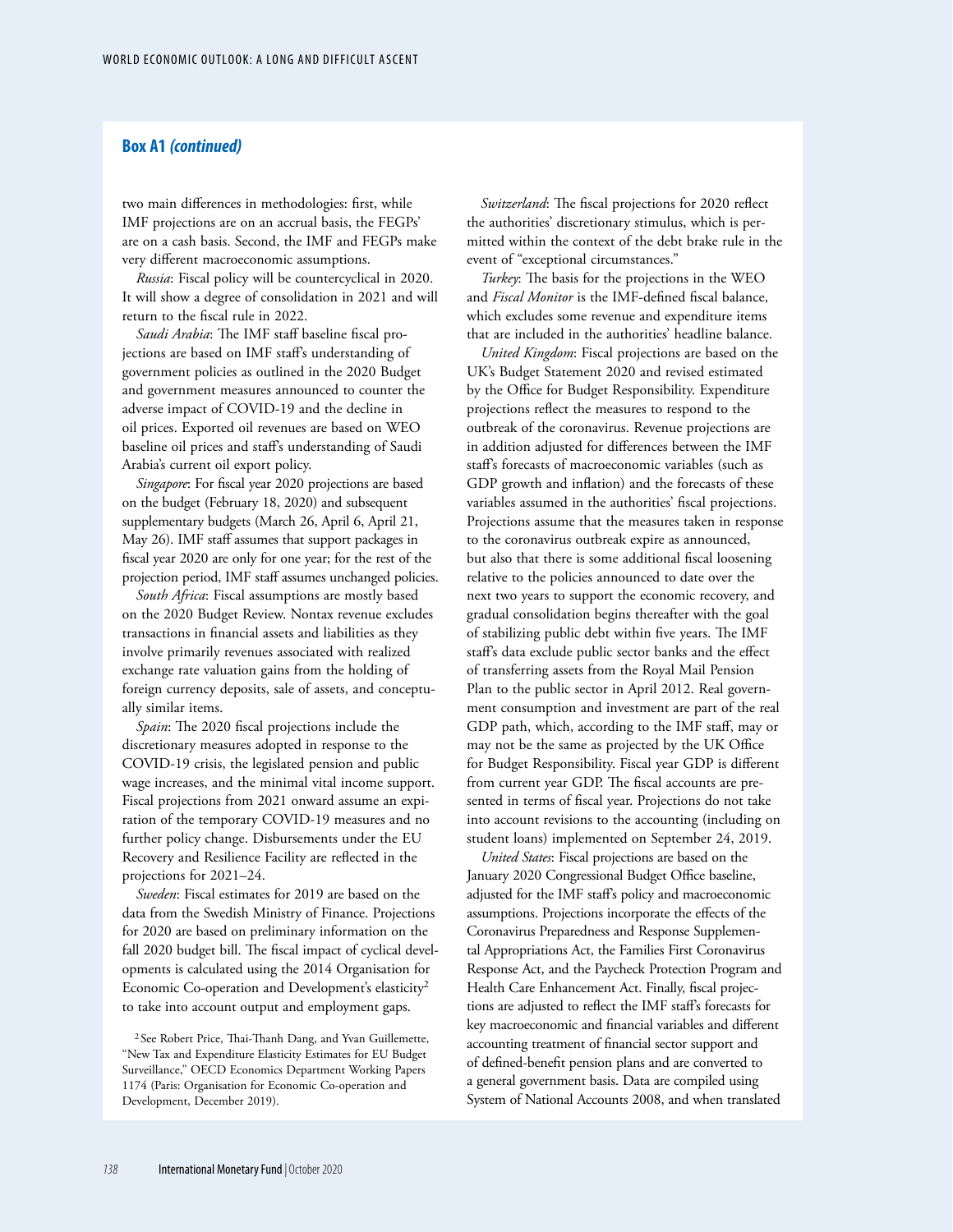### Box A1 *(continued)*

two main differences in methodologies: first, while IMF projections are on an accrual basis, the FEGPs' are on a cash basis. Second, the IMF and FEGPs make very different macroeconomic assumptions.

*Russia*: Fiscal policy will be countercyclical in 2020. It will show a degree of consolidation in 2021 and will return to the fiscal rule in 2022.

*Saudi Arabia*: The IMF staff baseline fiscal projections are based on IMF staff's understanding of government policies as outlined in the 2020 Budget and government measures announced to counter the adverse impact of COVID-19 and the decline in oil prices. Exported oil revenues are based on WEO baseline oil prices and staff's understanding of Saudi Arabia's current oil export policy.

*Singapore*: For fiscal year 2020 projections are based on the budget (February 18, 2020) and subsequent supplementary budgets (March 26, April 6, April 21, May 26). IMF staff assumes that support packages in fiscal year 2020 are only for one year; for the rest of the projection period, IMF staff assumes unchanged policies.

*South Africa*: Fiscal assumptions are mostly based on the 2020 Budget Review. Nontax revenue excludes transactions in financial assets and liabilities as they involve primarily revenues associated with realized exchange rate valuation gains from the holding of foreign currency deposits, sale of assets, and conceptually similar items.

*Spain*: The 2020 fiscal projections include the discretionary measures adopted in response to the COVID-19 crisis, the legislated pension and public wage increases, and the minimal vital income support. Fiscal projections from 2021 onward assume an expiration of the temporary COVID-19 measures and no further policy change. Disbursements under the EU Recovery and Resilience Facility are reflected in the projections for 2021–24.

*Sweden*: Fiscal estimates for 2019 are based on the data from the Swedish Ministry of Finance. Projections for 2020 are based on preliminary information on the fall 2020 budget bill. The fiscal impact of cyclical developments is calculated using the 2014 Organisation for Economic Co-operation and Development's elasticity[2] to take into account output and employment gaps.

*Switzerland*: The fiscal projections for 2020 reflect the authorities' discretionary stimulus, which is permitted within the context of the debt brake rule in the event of "exceptional circumstances."

*Turkey*: The basis for the projections in the WEO and *Fiscal Monitor* is the IMF-defined fiscal balance, which excludes some revenue and expenditure items that are included in the authorities' headline balance.

*United Kingdom*: Fiscal projections are based on the UK's Budget Statement 2020 and revised estimated by the Office for Budget Responsibility. Expenditure projections reflect the measures to respond to the outbreak of the coronavirus. Revenue projections are in addition adjusted for differences between the IMF staff's forecasts of macroeconomic variables (such as GDP growth and inflation) and the forecasts of these variables assumed in the authorities' fiscal projections. Projections assume that the measures taken in response to the coronavirus outbreak expire as announced, but also that there is some additional fiscal loosening relative to the policies announced to date over the next two years to support the economic recovery, and gradual consolidation begins thereafter with the goal of stabilizing public debt within five years. The IMF staff's data exclude public sector banks and the effect of transferring assets from the Royal Mail Pension Plan to the public sector in April 2012. Real government consumption and investment are part of the real GDP path, which, according to the IMF staff, may or may not be the same as projected by the UK Office for Budget Responsibility. Fiscal year GDP is different from current year GDP. The fiscal accounts are presented in terms of fiscal year. Projections do not take into account revisions to the accounting (including on student loans) implemented on September 24, 2019.

*United States*: Fiscal projections are based on the January 2020 Congressional Budget Office baseline, adjusted for the IMF staff's policy and macroeconomic assumptions. Projections incorporate the effects of the Coronavirus Preparedness and Response Supplemental Appropriations Act, the Families First Coronavirus Response Act, and the Paycheck Protection Program and Health Care Enhancement Act. Finally, fiscal projections are adjusted to reflect the IMF staff's forecasts for key macroeconomic and financial variables and different accounting treatment of financial sector support and of defined-benefit pension plans and are converted to a general government basis. Data are compiled using System of National Accounts 2008, and when translated

[2] See Robert Price, Thai-Thanh Dang, and Yvan Guillemette, "New Tax and Expenditure Elasticity Estimates for EU Budget Surveillance," OECD Economics Department Working Papers 1174 (Paris: Organisation for Economic Co-operation and Development, December 2019).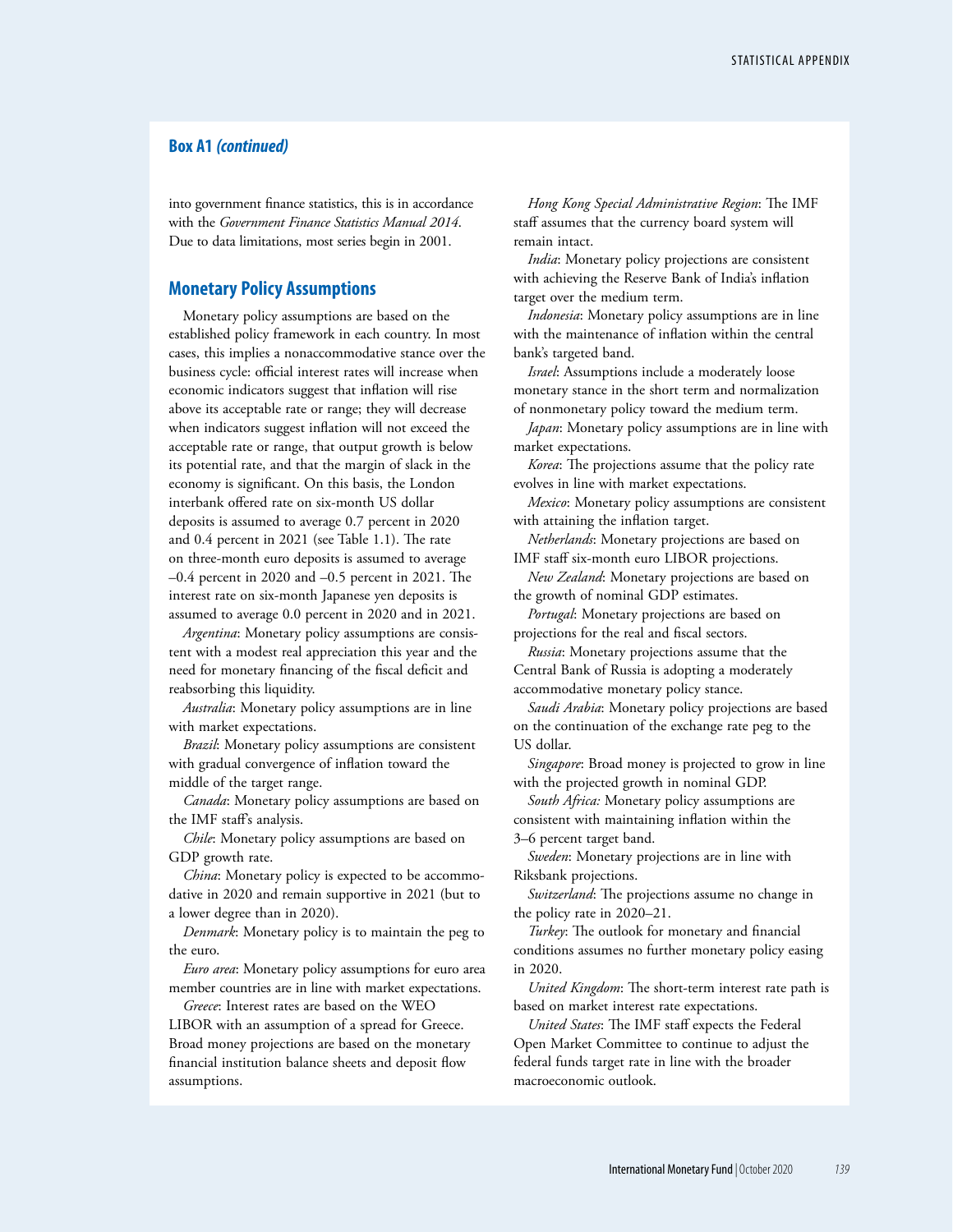**Box A1 *(continued)***

into government finance statistics, this is in accordance with the *Government Finance Statistics Manual 2014*. Due to data limitations, most series begin in 2001.

## Monetary Policy Assumptions

Monetary policy assumptions are based on the established policy framework in each country. In most cases, this implies a nonaccommodative stance over the business cycle: official interest rates will increase when economic indicators suggest that inflation will rise above its acceptable rate or range; they will decrease when indicators suggest inflation will not exceed the acceptable rate or range, that output growth is below its potential rate, and that the margin of slack in the economy is significant. On this basis, the London interbank offered rate on six-month US dollar deposits is assumed to average 0.7 percent in 2020 and 0.4 percent in 2021 (see Table 1.1). The rate on three-month euro deposits is assumed to average –0.4 percent in 2020 and –0.5 percent in 2021. The interest rate on six-month Japanese yen deposits is assumed to average 0.0 percent in 2020 and in 2021.

*Argentina*: Monetary policy assumptions are consistent with a modest real appreciation this year and the need for monetary financing of the fiscal deficit and reabsorbing this liquidity.

*Australia*: Monetary policy assumptions are in line with market expectations.

*Brazil*: Monetary policy assumptions are consistent with gradual convergence of inflation toward the middle of the target range.

*Canada*: Monetary policy assumptions are based on the IMF staff's analysis.

*Chile*: Monetary policy assumptions are based on GDP growth rate.

*China*: Monetary policy is expected to be accommodative in 2020 and remain supportive in 2021 (but to a lower degree than in 2020).

*Denmark*: Monetary policy is to maintain the peg to the euro.

*Euro area*: Monetary policy assumptions for euro area member countries are in line with market expectations.

*Greece*: Interest rates are based on the WEO LIBOR with an assumption of a spread for Greece. Broad money projections are based on the monetary financial institution balance sheets and deposit flow assumptions.

*Hong Kong Special Administrative Region*: The IMF staff assumes that the currency board system will remain intact.

*India*: Monetary policy projections are consistent with achieving the Reserve Bank of India's inflation target over the medium term.

*Indonesia*: Monetary policy assumptions are in line with the maintenance of inflation within the central bank's targeted band.

*Israel*: Assumptions include a moderately loose monetary stance in the short term and normalization of nonmonetary policy toward the medium term.

*Japan*: Monetary policy assumptions are in line with market expectations.

*Korea*: The projections assume that the policy rate evolves in line with market expectations.

*Mexico*: Monetary policy assumptions are consistent with attaining the inflation target.

*Netherlands*: Monetary projections are based on IMF staff six-month euro LIBOR projections.

*New Zealand*: Monetary projections are based on the growth of nominal GDP estimates.

*Portugal*: Monetary projections are based on projections for the real and fiscal sectors.

*Russia*: Monetary projections assume that the Central Bank of Russia is adopting a moderately accommodative monetary policy stance.

*Saudi Arabia*: Monetary policy projections are based on the continuation of the exchange rate peg to the US dollar.

*Singapore*: Broad money is projected to grow in line with the projected growth in nominal GDP.

*South Africa:* Monetary policy assumptions are consistent with maintaining inflation within the 3–6 percent target band.

*Sweden*: Monetary projections are in line with Riksbank projections.

*Switzerland*: The projections assume no change in the policy rate in 2020–21.

*Turkey*: The outlook for monetary and financial conditions assumes no further monetary policy easing in 2020.

*United Kingdom*: The short-term interest rate path is based on market interest rate expectations.

*United States*: The IMF staff expects the Federal Open Market Committee to continue to adjust the federal funds target rate in line with the broader macroeconomic outlook.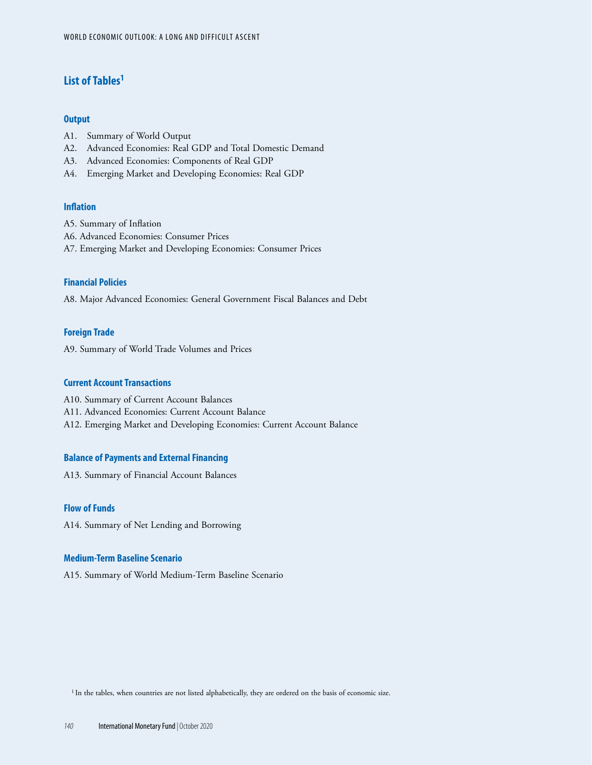## List of Tables[1]

### Output

A1. Summary of World Output
A2. Advanced Economies: Real GDP and Total Domestic Demand
A3. Advanced Economies: Components of Real GDP
A4. Emerging Market and Developing Economies: Real GDP

### Inflation

A5. Summary of Inflation
A6. Advanced Economies: Consumer Prices
A7. Emerging Market and Developing Economies: Consumer Prices

### Financial Policies

A8. Major Advanced Economies: General Government Fiscal Balances and Debt

### Foreign Trade

A9. Summary of World Trade Volumes and Prices

### Current Account Transactions

A10. Summary of Current Account Balances
A11. Advanced Economies: Current Account Balance
A12. Emerging Market and Developing Economies: Current Account Balance

### Balance of Payments and External Financing

A13. Summary of Financial Account Balances

### Flow of Funds

A14. Summary of Net Lending and Borrowing

### Medium-Term Baseline Scenario

A15. Summary of World Medium-Term Baseline Scenario

[1] In the tables, when countries are not listed alphabetically, they are ordered on the basis of economic size.